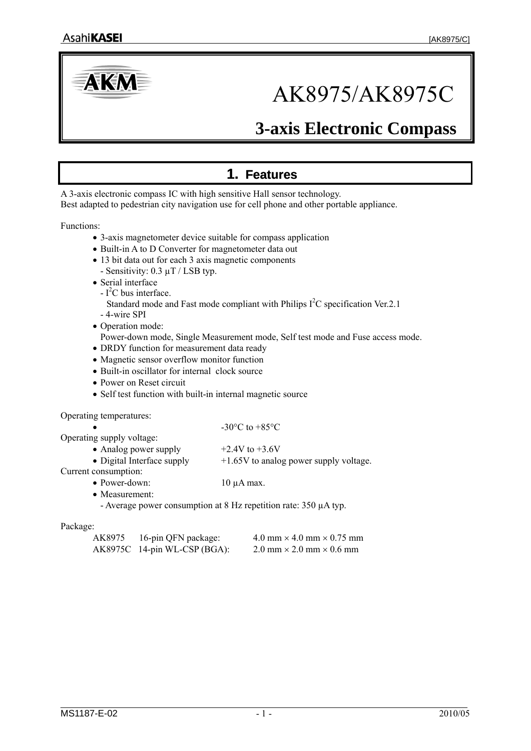# AK8975/AK8975C

## 3-axis Electronic Compass

## 1. Features

A 3-axis electronic compass IC with high sensitive Hall sensor technology.
Best adapted to pedestrian city navigation use for cell phone and other portable appliance.

Functions:

- 3-axis magnetometer device suitable for compass application
- Built-in A to D Converter for magnetometer data out
- 13 bit data out for each 3 axis magnetic components
  - Sensitivity: 0.3 μT / LSB typ.
- Serial interface
  - $I^2C$ bus interface.
    Standard mode and Fast mode compliant with Philips $I^2C$ specification Ver.2.1
  - 4-wire SPI
- Operation mode:
  Power-down mode, Single Measurement mode, Self test mode and Fuse access mode.
- DRDY function for measurement data ready
- Magnetic sensor overflow monitor function
- Built-in oscillator for internal clock source
- Power on Reset circuit
- Self test function with built-in internal magnetic source

Operating temperatures:

- -30°C to +85°C

Operating supply voltage:

- Analog power supply: +2.4V to +3.6V
- Digital Interface supply: +1.65V to analog power supply voltage.

Current consumption:

- Power-down: 10 μA max.
- Measurement:
  - Average power consumption at 8 Hz repetition rate: 350 μA typ.

Package:

| | | |
|---|---|---|
| AK8975 | 16-pin QFN package: | 4.0 mm × 4.0 mm × 0.75 mm |
| AK8975C | 14-pin WL-CSP (BGA): | 2.0 mm × 2.0 mm × 0.6 mm |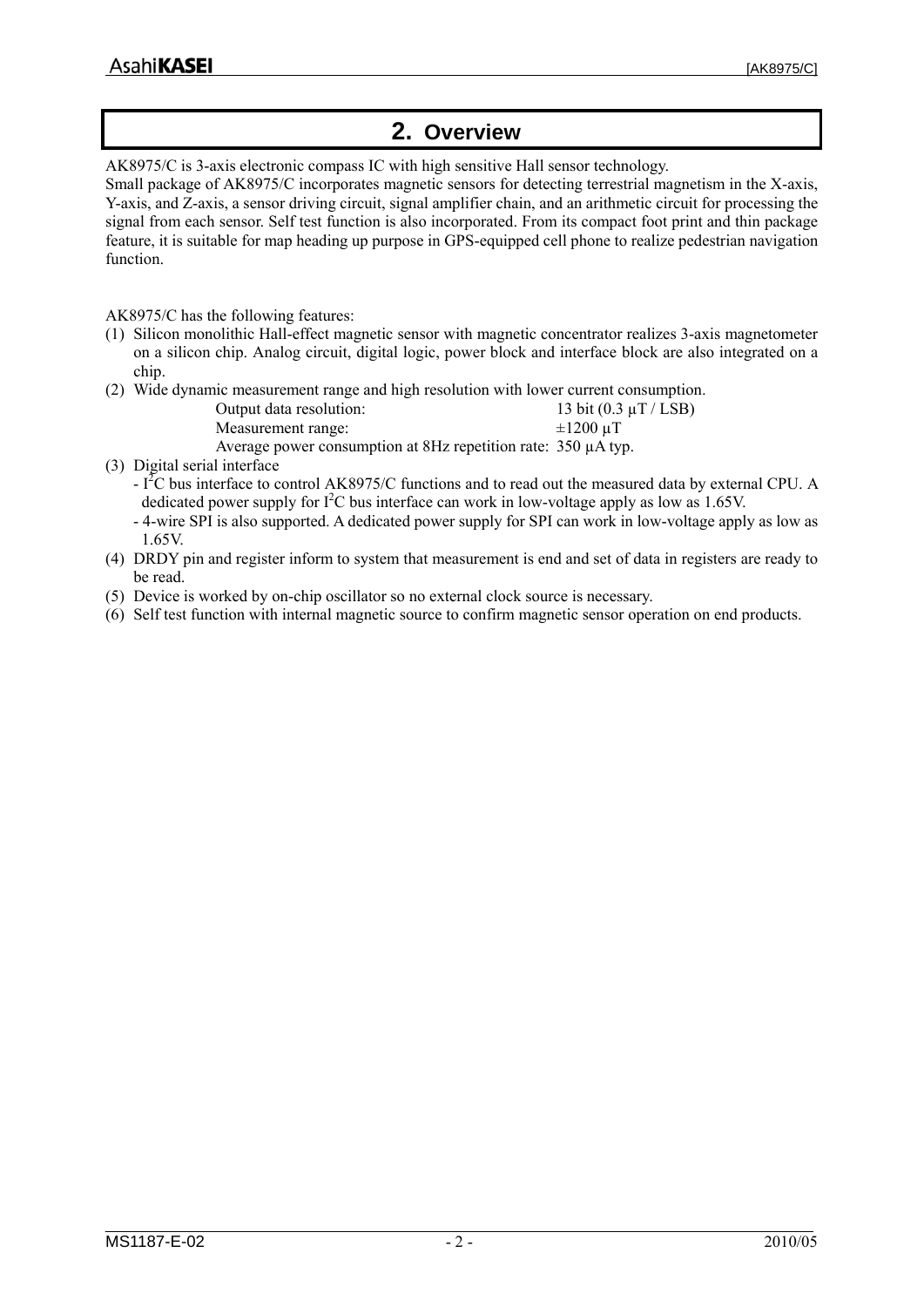# 2. Overview

AK8975/C is 3-axis electronic compass IC with high sensitive Hall sensor technology.
Small package of AK8975/C incorporates magnetic sensors for detecting terrestrial magnetism in the X-axis, Y-axis, and Z-axis, a sensor driving circuit, signal amplifier chain, and an arithmetic circuit for processing the signal from each sensor. Self test function is also incorporated. From its compact foot print and thin package feature, it is suitable for map heading up purpose in GPS-equipped cell phone to realize pedestrian navigation function.

AK8975/C has the following features:

(1) Silicon monolithic Hall-effect magnetic sensor with magnetic concentrator realizes 3-axis magnetometer on a silicon chip. Analog circuit, digital logic, power block and interface block are also integrated on a chip.

(2) Wide dynamic measurement range and high resolution with lower current consumption.

| | |
|---|---|
| Output data resolution: | 13 bit (0.3 μT / LSB) |
| Measurement range: | ±1200 μT |
| Average power consumption at 8Hz repetition rate: | 350 μA typ. |

(3) Digital serial interface
- $I^2C$ bus interface to control AK8975/C functions and to read out the measured data by external CPU. A dedicated power supply for $I^2C$ bus interface can work in low-voltage apply as low as 1.65V.
- 4-wire SPI is also supported. A dedicated power supply for SPI can work in low-voltage apply as low as 1.65V.

(4) DRDY pin and register inform to system that measurement is end and set of data in registers are ready to be read.

(5) Device is worked by on-chip oscillator so no external clock source is necessary.

(6) Self test function with internal magnetic source to confirm magnetic sensor operation on end products.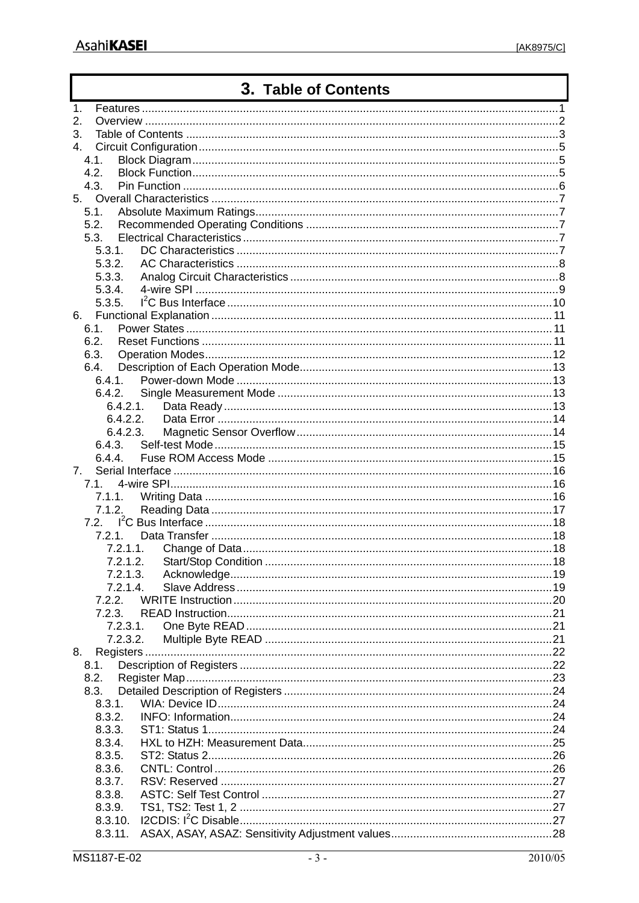# 3. Table of Contents

1. Features ........................................................................................................1
2. Overview .......................................................................................................2
3. Table of Contents ...........................................................................................3
4. Circuit Configuration.......................................................................................5
   - 4.1. Block Diagram.........................................................................................5
   - 4.2. Block Function.........................................................................................5
   - 4.3. Pin Function ...........................................................................................6
5. Overall Characteristics ...................................................................................7
   - 5.1. Absolute Maximum Ratings.......................................................................7
   - 5.2. Recommended Operating Conditions .........................................................7
   - 5.3. Electrical Characteristics ..........................................................................7
     - 5.3.1. DC Characteristics ...........................................................................7
     - 5.3.2. AC Characteristics ...........................................................................8
     - 5.3.3. Analog Circuit Characteristics ...........................................................8
     - 5.3.4. 4-wire SPI .......................................................................................9
     - 5.3.5. I2C Bus Interface ............................................................................10
6. Functional Explanation ..................................................................................11
   - 6.1. Power States .........................................................................................11
   - 6.2. Reset Functions .....................................................................................11
   - 6.3. Operation Modes....................................................................................12
   - 6.4. Description of Each Operation Mode.........................................................13
     - 6.4.1. Power-down Mode ..........................................................................13
     - 6.4.2. Single Measurement Mode ...............................................................13
       - 6.4.2.1. Data Ready ..............................................................................13
       - 6.4.2.2. Data Error ...............................................................................14
       - 6.4.2.3. Magnetic Sensor Overflow .........................................................14
     - 6.4.3. Self-test Mode ................................................................................15
     - 6.4.4. Fuse ROM Access Mode ..................................................................15
7. Serial Interface .............................................................................................16
   - 7.1. 4-wire SPI..............................................................................................16
     - 7.1.1. Writing Data ..................................................................................16
     - 7.1.2. Reading Data .................................................................................17
   - 7.2. I2C Bus Interface ...................................................................................18
     - 7.2.1. Data Transfer .................................................................................18
       - 7.2.1.1. Change of Data .......................................................................18
       - 7.2.1.2. Start/Stop Condition .................................................................18
       - 7.2.1.3. Acknowledge............................................................................19
       - 7.2.1.4. Slave Address ..........................................................................19
     - 7.2.2. WRITE Instruction ..........................................................................20
     - 7.2.3. READ Instruction............................................................................21
       - 7.2.3.1. One Byte READ .......................................................................21
       - 7.2.3.2. Multiple Byte READ .................................................................21
8. Registers ......................................................................................................22
   - 8.1. Description of Registers ..........................................................................22
   - 8.2. Register Map..........................................................................................23
   - 8.3. Detailed Description of Registers .............................................................24
     - 8.3.1. WIA: Device ID...............................................................................24
     - 8.3.2. INFO: Information...........................................................................24
     - 8.3.3. ST1: Status 1..................................................................................24
     - 8.3.4. HXL to HZH: Measurement Data.......................................................25
     - 8.3.5. ST2: Status 2..................................................................................26
     - 8.3.6. CNTL: Control ................................................................................26
     - 8.3.7. RSV: Reserved ...............................................................................27
     - 8.3.8. ASTC: Self Test Control ..................................................................27
     - 8.3.9. TS1, TS2: Test 1, 2 .........................................................................27
     - 8.3.10. I2CDIS: I2C Disable.......................................................................27
     - 8.3.11. ASAX, ASAY, ASAZ: Sensitivity Adjustment values............................28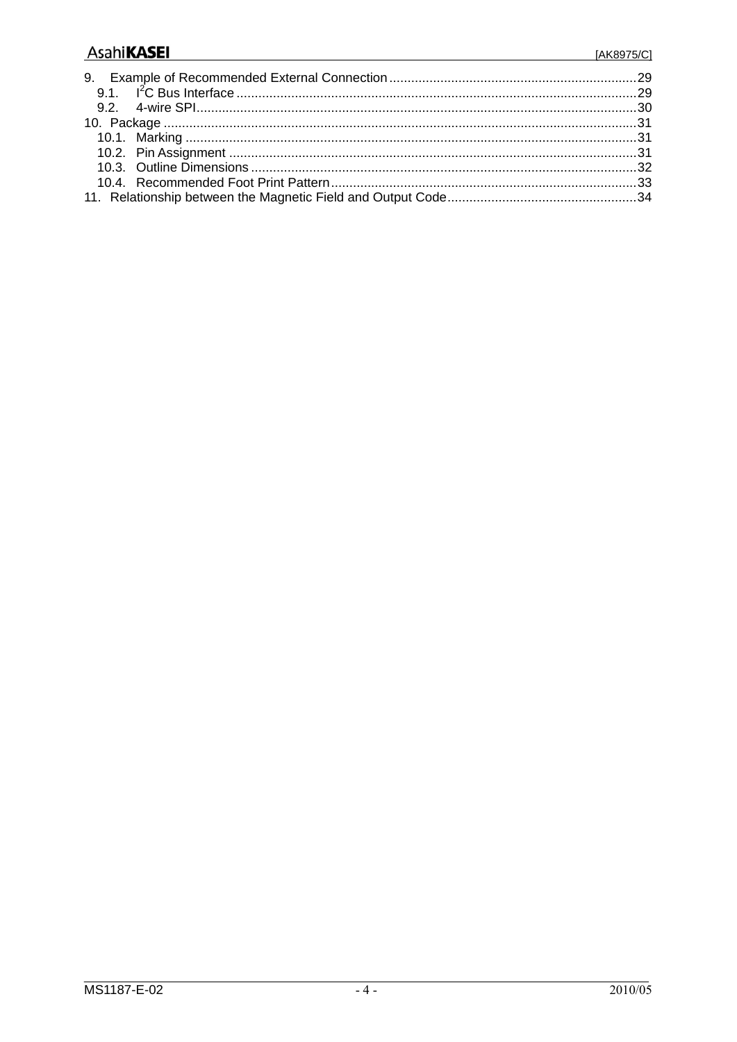9. Example of Recommended External Connection ....................................................................29
   9.1. $I^2C$ Bus Interface ..............................................................................................................29
   9.2. 4-wire SPI..........................................................................................................................30
10. Package ..................................................................................................................................31
   10.1. Marking ............................................................................................................................31
   10.2. Pin Assignment ................................................................................................................31
   10.3. Outline Dimensions ..........................................................................................................32
   10.4. Recommended Foot Print Pattern....................................................................................33
11. Relationship between the Magnetic Field and Output Code....................................................34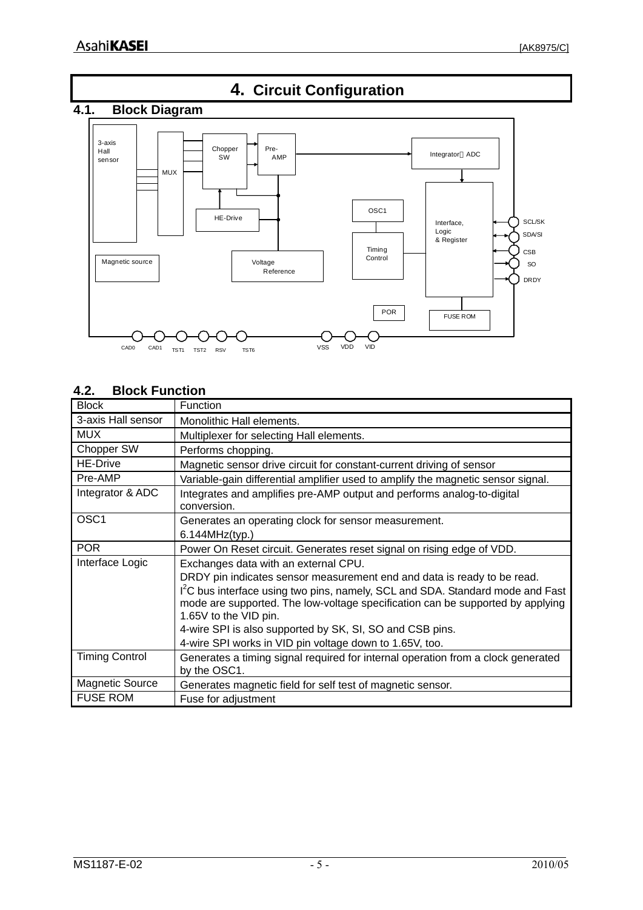# 4. Circuit Configuration

## 4.1. Block Diagram

## 4.2. Block Function

| Block | Function |
| --- | --- |
| 3-axis Hall sensor | Monolithic Hall elements. |
| MUX | Multiplexer for selecting Hall elements. |
| Chopper SW | Performs chopping. |
| HE-Drive | Magnetic sensor drive circuit for constant-current driving of sensor |
| Pre-AMP | Variable-gain differential amplifier used to amplify the magnetic sensor signal. |
| Integrator & ADC | Integrates and amplifies pre-AMP output and performs analog-to-digital conversion. |
| OSC1 | Generates an operating clock for sensor measurement.<br>6.144MHz(typ.) |
| POR | Power On Reset circuit. Generates reset signal on rising edge of VDD. |
| Interface Logic | Exchanges data with an external CPU.<br>DRDY pin indicates sensor measurement end and data is ready to be read.<br>$I^2C$ bus interface using two pins, namely, SCL and SDA. Standard mode and Fast mode are supported. The low-voltage specification can be supported by applying 1.65V to the VID pin.<br>4-wire SPI is also supported by SK, SI, SO and CSB pins.<br>4-wire SPI works in VID pin voltage down to 1.65V, too. |
| Timing Control | Generates a timing signal required for internal operation from a clock generated by the OSC1. |
| Magnetic Source | Generates magnetic field for self test of magnetic sensor. |
| FUSE ROM | Fuse for adjustment |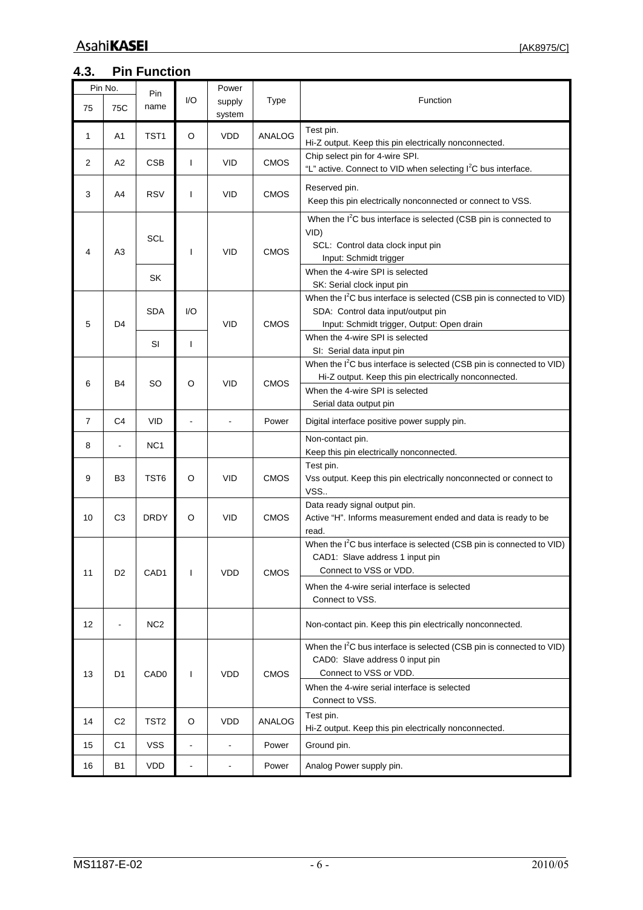## 4.3. Pin Function

| Pin No. 75 | Pin No. 75C | Pin name | I/O | Power supply system | Type | Function |
|---|---|---|---|---|---|---|
| 1 | A1 | TST1 | O | VDD | ANALOG | Test pin.<br>Hi-Z output. Keep this pin electrically nonconnected. |
| 2 | A2 | CSB | I | VID | CMOS | Chip select pin for 4-wire SPI.<br>"L" active. Connect to VID when selecting I²C bus interface. |
| 3 | A4 | RSV | I | VID | CMOS | Reserved pin.<br>Keep this pin electrically nonconnected or connect to VSS. |
| 4 | A3 | SCL | I | VID | CMOS | When the I²C bus interface is selected (CSB pin is connected to VID)<br>SCL: Control data clock input pin<br>Input: Schmidt trigger |
| | | SK | | | | When the 4-wire SPI is selected<br>SK: Serial clock input pin |
| 5 | D4 | SDA | I/O | VID | CMOS | When the I²C bus interface is selected (CSB pin is connected to VID)<br>SDA: Control data input/output pin<br>Input: Schmidt trigger, Output: Open drain |
| | | SI | I | | | When the 4-wire SPI is selected<br>SI: Serial data input pin |
| 6 | B4 | SO | O | VID | CMOS | When the I²C bus interface is selected (CSB pin is connected to VID)<br>Hi-Z output. Keep this pin electrically nonconnected. |
| | | | | | | When the 4-wire SPI is selected<br>Serial data output pin |
| 7 | C4 | VID | - | - | Power | Digital interface positive power supply pin. |
| 8 | - | NC1 | | | | Non-contact pin.<br>Keep this pin electrically nonconnected. |
| 9 | B3 | TST6 | O | VID | CMOS | Test pin.<br>Vss output. Keep this pin electrically nonconnected or connect to VSS.. |
| 10 | C3 | DRDY | O | VID | CMOS | Data ready signal output pin.<br>Active "H". Informs measurement ended and data is ready to be read. |
| 11 | D2 | CAD1 | I | VDD | CMOS | When the I²C bus interface is selected (CSB pin is connected to VID)<br>CAD1: Slave address 1 input pin<br>Connect to VSS or VDD. |
| | | | | | | When the 4-wire serial interface is selected<br>Connect to VSS. |
| 12 | - | NC2 | | | | Non-contact pin. Keep this pin electrically nonconnected. |
| 13 | D1 | CAD0 | I | VDD | CMOS | When the I²C bus interface is selected (CSB pin is connected to VID)<br>CAD0: Slave address 0 input pin<br>Connect to VSS or VDD. |
| | | | | | | When the 4-wire serial interface is selected<br>Connect to VSS. |
| 14 | C2 | TST2 | O | VDD | ANALOG | Test pin.<br>Hi-Z output. Keep this pin electrically nonconnected. |
| 15 | C1 | VSS | - | - | Power | Ground pin. |
| 16 | B1 | VDD | - | - | Power | Analog Power supply pin. |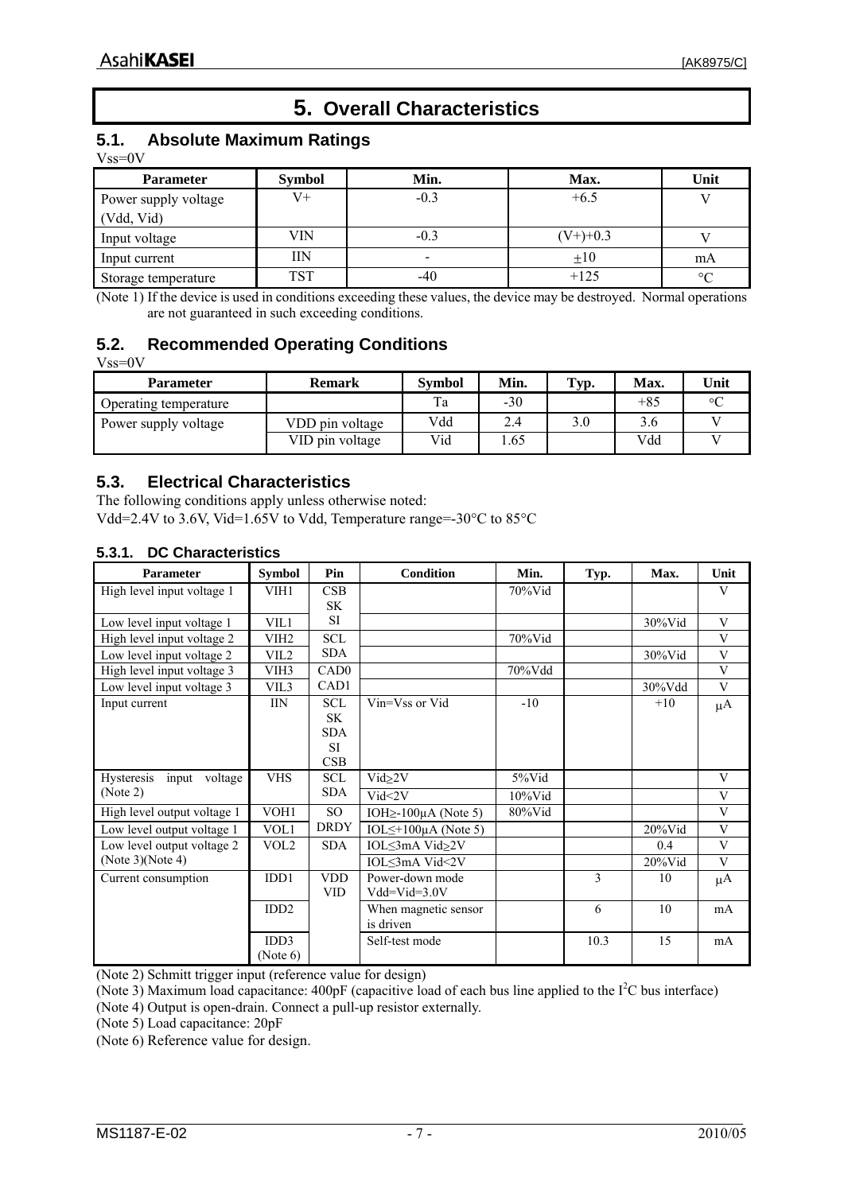# 5. Overall Characteristics

## 5.1. Absolute Maximum Ratings

Vss=0V

| Parameter | Symbol | Min. | Max. | Unit |
|---|---|---|---|---|
| Power supply voltage (Vdd, Vid) | V+ | -0.3 | +6.5 | V |
| Input voltage | VIN | -0.3 | (V+)+0.3 | V |
| Input current | IIN | - | ±10 | mA |
| Storage temperature | TST | -40 | +125 | °C |

(Note 1) If the device is used in conditions exceeding these values, the device may be destroyed. Normal operations are not guaranteed in such exceeding conditions.

## 5.2. Recommended Operating Conditions

Vss=0V

| Parameter | Remark | Symbol | Min. | Typ. | Max. | Unit |
|---|---|---|---|---|---|---|
| Operating temperature | | Ta | -30 | | +85 | °C |
| Power supply voltage | VDD pin voltage | Vdd | 2.4 | 3.0 | 3.6 | V |
| | VID pin voltage | Vid | 1.65 | | Vdd | V |

## 5.3. Electrical Characteristics

The following conditions apply unless otherwise noted:
Vdd=2.4V to 3.6V, Vid=1.65V to Vdd, Temperature range=-30°C to 85°C

### 5.3.1. DC Characteristics

| Parameter | Symbol | Pin | Condition | Min. | Typ. | Max. | Unit |
|---|---|---|---|---|---|---|---|
| High level input voltage 1 | VIH1 | CSB SK | | 70%Vid | | | V |
| Low level input voltage 1 | VIL1 | SI | | | | 30%Vid | V |
| High level input voltage 2 | VIH2 | SCL | | 70%Vid | | | V |
| Low level input voltage 2 | VIL2 | SDA | | | | 30%Vid | V |
| High level input voltage 3 | VIH3 | CAD0 | | 70%Vdd | | | V |
| Low level input voltage 3 | VIL3 | CAD1 | | | | 30%Vdd | V |
| Input current | IIN | SCL SK SDA SI CSB | Vin=Vss or Vid | -10 | | +10 | μA |
| Hysteresis input voltage (Note 2) | VHS | SCL | Vid≥2V | 5%Vid | | | V |
| | | SDA | Vid<2V | 10%Vid | | | V |
| High level output voltage 1 | VOH1 | SO | IOH≥-100μA (Note 5) | 80%Vid | | | V |
| Low level output voltage 1 | VOL1 | DRDY | IOL≤+100μA (Note 5) | | | 20%Vid | V |
| Low level output voltage 2 (Note 3)(Note 4) | VOL2 | SDA | IOL≤3mA Vid≥2V | | | 0.4 | V |
| | | | IOL≤3mA Vid<2V | | | 20%Vid | V |
| Current consumption | IDD1 | VDD VID | Power-down mode Vdd=Vid=3.0V | | 3 | 10 | μA |
| | IDD2 | | When magnetic sensor is driven | | 6 | 10 | mA |
| | IDD3 (Note 6) | | Self-test mode | | 10.3 | 15 | mA |

(Note 2) Schmitt trigger input (reference value for design)
(Note 3) Maximum load capacitance: 400pF (capacitive load of each bus line applied to the I$^2$C bus interface)
(Note 4) Output is open-drain. Connect a pull-up resistor externally.
(Note 5) Load capacitance: 20pF
(Note 6) Reference value for design.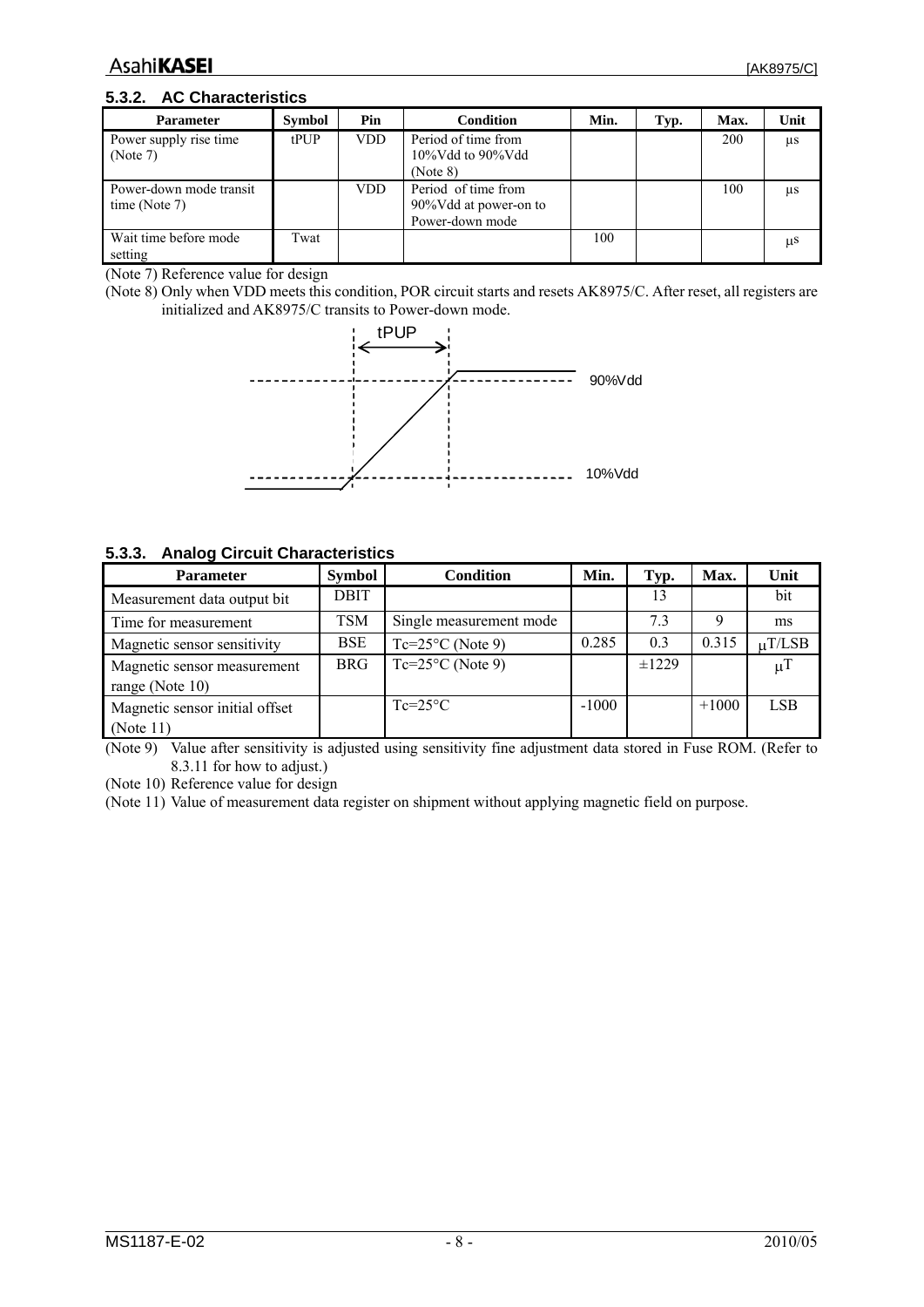### 5.3.2. AC Characteristics

| Parameter | Symbol | Pin | Condition | Min. | Typ. | Max. | Unit |
|---|---|---|---|---|---|---|---|
| Power supply rise time (Note 7) | tPUP | VDD | Period of time from 10%Vdd to 90%Vdd (Note 8) | | | 200 | μs |
| Power-down mode transit time (Note 7) | | VDD | Period of time from 90%Vdd at power-on to Power-down mode | | | 100 | μs |
| Wait time before mode setting | Twat | | | 100 | | | μs |

(Note 7) Reference value for design

(Note 8) Only when VDD meets this condition, POR circuit starts and resets AK8975/C. After reset, all registers are initialized and AK8975/C transits to Power-down mode.

### 5.3.3. Analog Circuit Characteristics

| Parameter | Symbol | Condition | Min. | Typ. | Max. | Unit |
|---|---|---|---|---|---|---|
| Measurement data output bit | DBIT | | | 13 | | bit |
| Time for measurement | TSM | Single measurement mode | | 7.3 | 9 | ms |
| Magnetic sensor sensitivity | BSE | Tc=25°C (Note 9) | 0.285 | 0.3 | 0.315 | μT/LSB |
| Magnetic sensor measurement range (Note 10) | BRG | Tc=25°C (Note 9) | | ±1229 | | μT |
| Magnetic sensor initial offset (Note 11) | | Tc=25°C | -1000 | | +1000 | LSB |

(Note 9) Value after sensitivity is adjusted using sensitivity fine adjustment data stored in Fuse ROM. (Refer to 8.3.11 for how to adjust.)

(Note 10) Reference value for design

(Note 11) Value of measurement data register on shipment without applying magnetic field on purpose.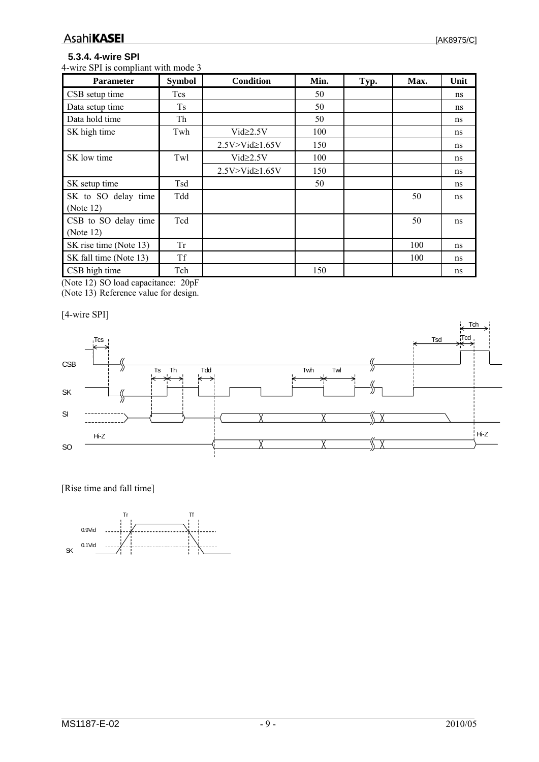### 5.3.4. 4-wire SPI

4-wire SPI is compliant with mode 3

| Parameter | Symbol | Condition | Min. | Typ. | Max. | Unit |
|---|---|---|---|---|---|---|
| CSB setup time | Tcs | | 50 | | | ns |
| Data setup time | Ts | | 50 | | | ns |
| Data hold time | Th | | 50 | | | ns |
| SK high time | Twh | Vid≥2.5V | 100 | | | ns |
| | | 2.5V>Vid≥1.65V | 150 | | | ns |
| SK low time | Twl | Vid≥2.5V | 100 | | | ns |
| | | 2.5V>Vid≥1.65V | 150 | | | ns |
| SK setup time | Tsd | | 50 | | | ns |
| SK to SO delay time (Note 12) | Tdd | | | | 50 | ns |
| CSB to SO delay time (Note 12) | Tcd | | | | 50 | ns |
| SK rise time (Note 13) | Tr | | | | 100 | ns |
| SK fall time (Note 13) | Tf | | | | 100 | ns |
| CSB high time | Tch | | 150 | | | ns |

(Note 12) SO load capacitance: 20pF

(Note 13) Reference value for design.

[4-wire SPI]

[Rise time and fall time]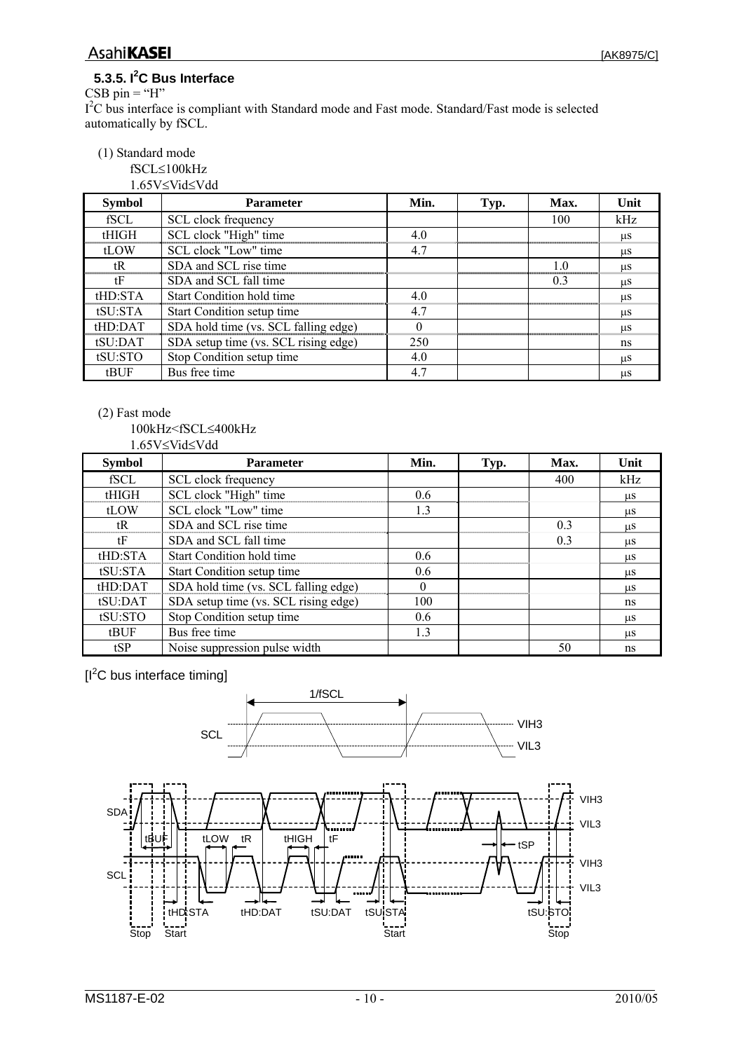### 5.3.5. $I^2C$ Bus Interface

CSB pin = "H"

$I^2C$ bus interface is compliant with Standard mode and Fast mode. Standard/Fast mode is selected automatically by fSCL.

(1) Standard mode

fSCL≤100kHz

1.65V≤Vid≤Vdd

| Symbol | Parameter | Min. | Typ. | Max. | Unit |
|---|---|---|---|---|---|
| fSCL | SCL clock frequency | | | 100 | kHz |
| tHIGH | SCL clock "High" time | 4.0 | | | μs |
| tLOW | SCL clock "Low" time | 4.7 | | | μs |
| tR | SDA and SCL rise time | | | 1.0 | μs |
| tF | SDA and SCL fall time | | | 0.3 | μs |
| tHD:STA | Start Condition hold time | 4.0 | | | μs |
| tSU:STA | Start Condition setup time | 4.7 | | | μs |
| tHD:DAT | SDA hold time (vs. SCL falling edge) | 0 | | | μs |
| tSU:DAT | SDA setup time (vs. SCL rising edge) | 250 | | | ns |
| tSU:STO | Stop Condition setup time | 4.0 | | | μs |
| tBUF | Bus free time | 4.7 | | | μs |

(2) Fast mode

100kHz<fSCL≤400kHz

1.65V≤Vid≤Vdd

| Symbol | Parameter | Min. | Typ. | Max. | Unit |
|---|---|---|---|---|---|
| fSCL | SCL clock frequency | | | 400 | kHz |
| tHIGH | SCL clock "High" time | 0.6 | | | μs |
| tLOW | SCL clock "Low" time | 1.3 | | | μs |
| tR | SDA and SCL rise time | | | 0.3 | μs |
| tF | SDA and SCL fall time | | | 0.3 | μs |
| tHD:STA | Start Condition hold time | 0.6 | | | μs |
| tSU:STA | Start Condition setup time | 0.6 | | | μs |
| tHD:DAT | SDA hold time (vs. SCL falling edge) | 0 | | | μs |
| tSU:DAT | SDA setup time (vs. SCL rising edge) | 100 | | | ns |
| tSU:STO | Stop Condition setup time | 0.6 | | | μs |
| tBUF | Bus free time | 1.3 | | | μs |
| tSP | Noise suppression pulse width | | | 50 | ns |

[$I^2C$ bus interface timing]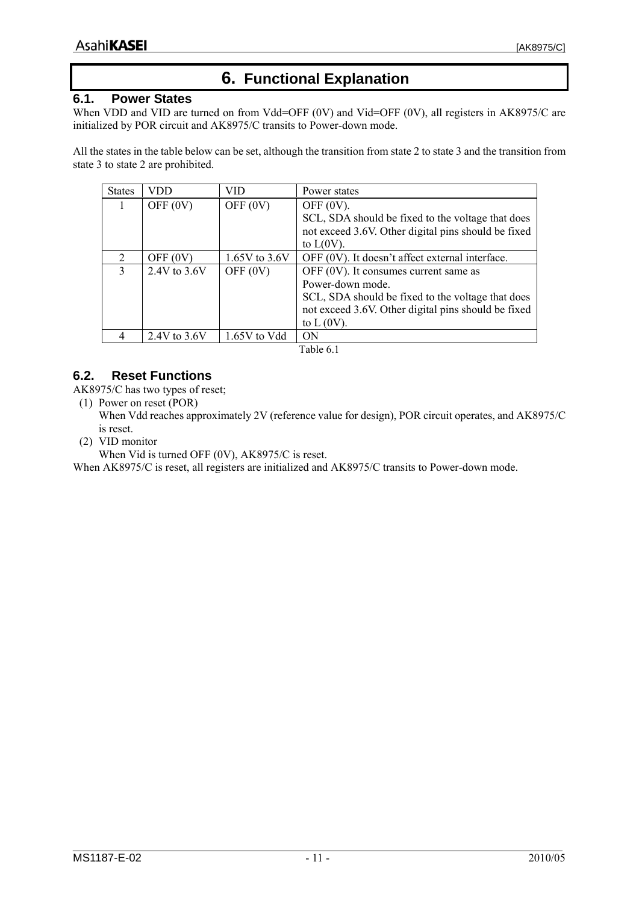# 6. Functional Explanation

## 6.1. Power States

When VDD and VID are turned on from Vdd=OFF (0V) and Vid=OFF (0V), all registers in AK8975/C are initialized by POR circuit and AK8975/C transits to Power-down mode.

All the states in the table below can be set, although the transition from state 2 to state 3 and the transition from state 3 to state 2 are prohibited.

| States | VDD | VID | Power states |
|---|---|---|---|
| 1 | OFF (0V) | OFF (0V) | OFF (0V).<br>SCL, SDA should be fixed to the voltage that does not exceed 3.6V. Other digital pins should be fixed to L(0V). |
| 2 | OFF (0V) | 1.65V to 3.6V | OFF (0V). It doesn't affect external interface. |
| 3 | 2.4V to 3.6V | OFF (0V) | OFF (0V). It consumes current same as Power-down mode.<br>SCL, SDA should be fixed to the voltage that does not exceed 3.6V. Other digital pins should be fixed to L (0V). |
| 4 | 2.4V to 3.6V | 1.65V to Vdd | ON |

Table 6.1

## 6.2. Reset Functions

AK8975/C has two types of reset;

(1) Power on reset (POR)
    When Vdd reaches approximately 2V (reference value for design), POR circuit operates, and AK8975/C is reset.

(2) VID monitor
    When Vid is turned OFF (0V), AK8975/C is reset.

When AK8975/C is reset, all registers are initialized and AK8975/C transits to Power-down mode.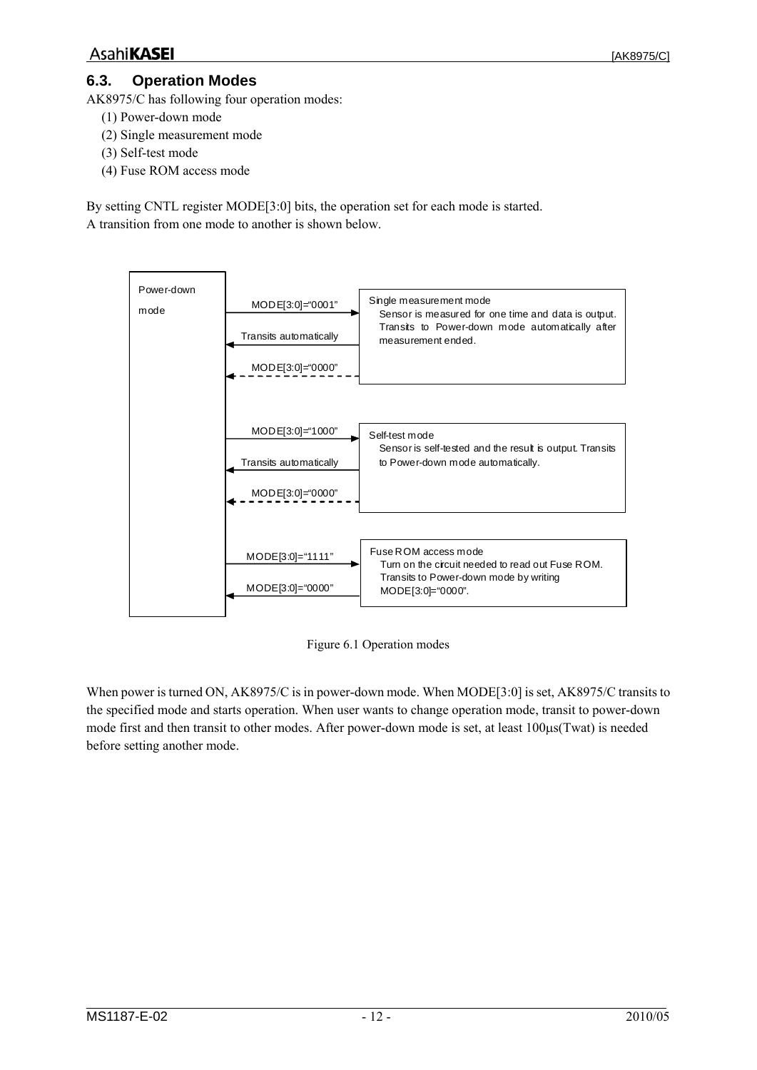## 6.3. Operation Modes

AK8975/C has following four operation modes:

(1) Power-down mode
(2) Single measurement mode
(3) Self-test mode
(4) Fuse ROM access mode

By setting CNTL register MODE[3:0] bits, the operation set for each mode is started.
A transition from one mode to another is shown below.

Power-down mode

MODE[3:0]="0001" → Single measurement mode: Sensor is measured for one time and data is output. Transits to Power-down mode automatically after measurement ended.
Transits automatically
MODE[3:0]="0000"

MODE[3:0]="1000" → Self-test mode: Sensor is self-tested and the result is output. Transits to Power-down mode automatically.
Transits automatically
MODE[3:0]="0000"

MODE[3:0]="1111" → Fuse ROM access mode: Turn on the circuit needed to read out Fuse ROM. Transits to Power-down mode by writing MODE[3:0]="0000".
MODE[3:0]="0000"

Figure 6.1 Operation modes

When power is turned ON, AK8975/C is in power-down mode. When MODE[3:0] is set, AK8975/C transits to the specified mode and starts operation. When user wants to change operation mode, transit to power-down mode first and then transit to other modes. After power-down mode is set, at least 100μs(Twat) is needed before setting another mode.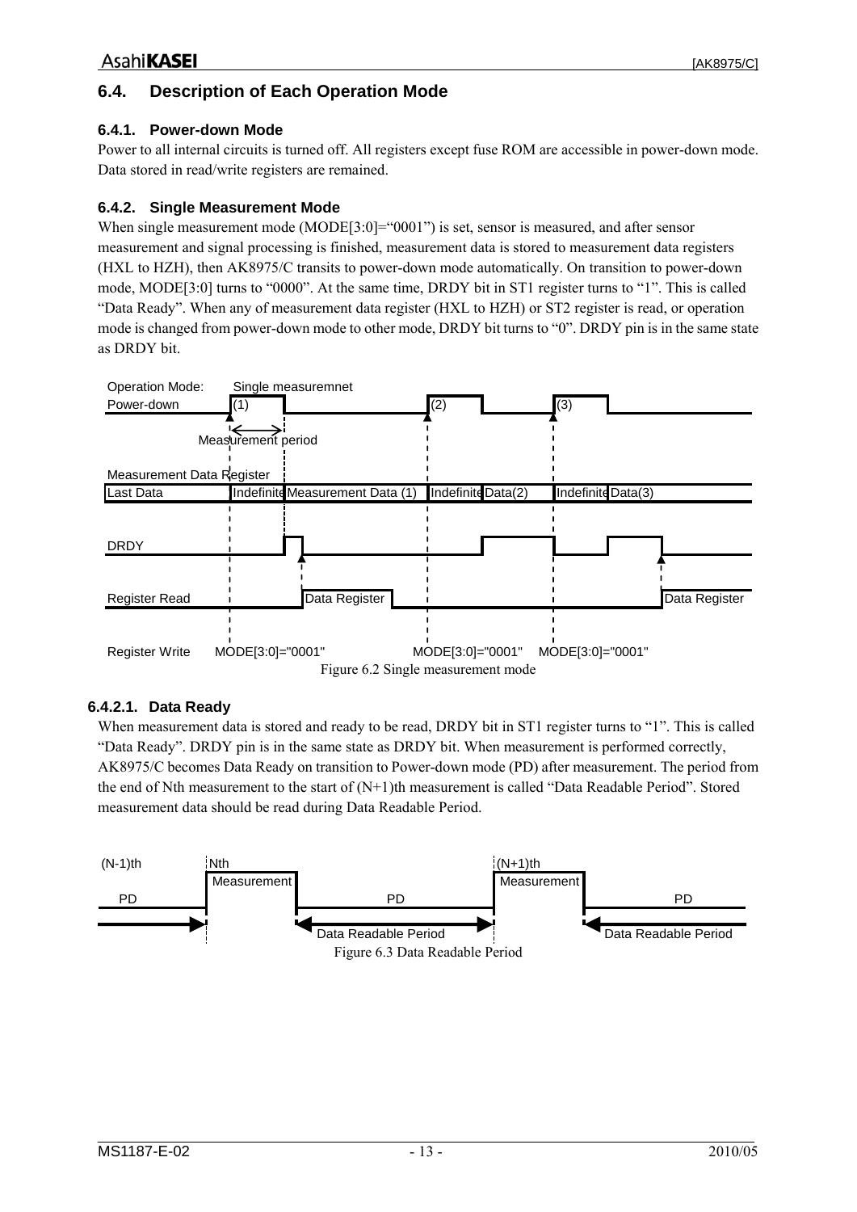## 6.4. Description of Each Operation Mode

### 6.4.1. Power-down Mode

Power to all internal circuits is turned off. All registers except fuse ROM are accessible in power-down mode. Data stored in read/write registers are remained.

### 6.4.2. Single Measurement Mode

When single measurement mode (MODE[3:0]="0001") is set, sensor is measured, and after sensor measurement and signal processing is finished, measurement data is stored to measurement data registers (HXL to HZH), then AK8975/C transits to power-down mode automatically. On transition to power-down mode, MODE[3:0] turns to "0000". At the same time, DRDY bit in ST1 register turns to "1". This is called "Data Ready". When any of measurement data register (HXL to HZH) or ST2 register is read, or operation mode is changed from power-down mode to other mode, DRDY bit turns to "0". DRDY pin is in the same state as DRDY bit.

Figure 6.2 Single measurement mode

#### 6.4.2.1. Data Ready

When measurement data is stored and ready to be read, DRDY bit in ST1 register turns to "1". This is called "Data Ready". DRDY pin is in the same state as DRDY bit. When measurement is performed correctly, AK8975/C becomes Data Ready on transition to Power-down mode (PD) after measurement. The period from the end of Nth measurement to the start of (N+1)th measurement is called "Data Readable Period". Stored measurement data should be read during Data Readable Period.

Figure 6.3 Data Readable Period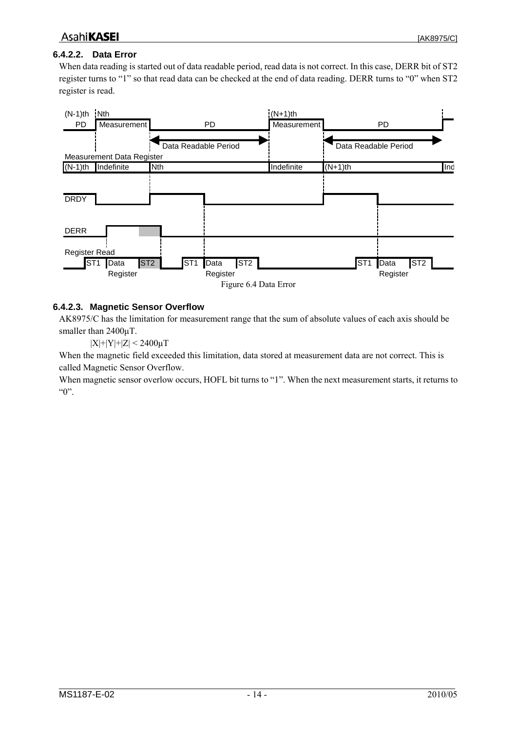#### 6.4.2.2. Data Error

When data reading is started out of data readable period, read data is not correct. In this case, DERR bit of ST2 register turns to "1" so that read data can be checked at the end of data reading. DERR turns to "0" when ST2 register is read.

Figure 6.4 Data Error

#### 6.4.2.3. Magnetic Sensor Overflow

AK8975/C has the limitation for measurement range that the sum of absolute values of each axis should be smaller than 2400μT.

$$|X|+|Y|+|Z| < 2400\mu T$$

When the magnetic field exceeded this limitation, data stored at measurement data are not correct. This is called Magnetic Sensor Overflow.

When magnetic sensor overlow occurs, HOFL bit turns to "1". When the next measurement starts, it returns to "0".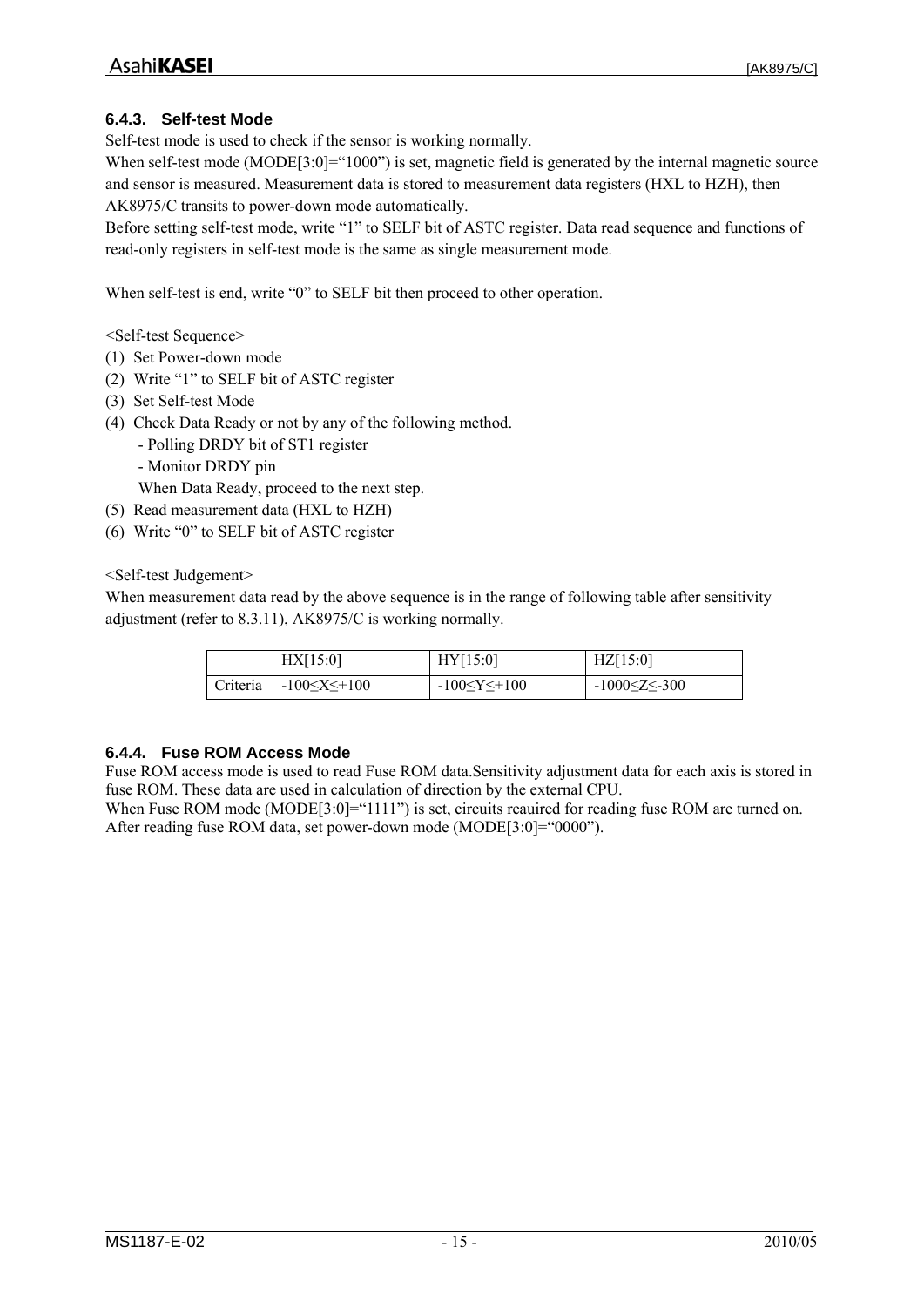### 6.4.3. Self-test Mode

Self-test mode is used to check if the sensor is working normally.

When self-test mode (MODE[3:0]="1000") is set, magnetic field is generated by the internal magnetic source and sensor is measured. Measurement data is stored to measurement data registers (HXL to HZH), then AK8975/C transits to power-down mode automatically.

Before setting self-test mode, write "1" to SELF bit of ASTC register. Data read sequence and functions of read-only registers in self-test mode is the same as single measurement mode.

When self-test is end, write "0" to SELF bit then proceed to other operation.

<Self-test Sequence>

(1) Set Power-down mode
(2) Write "1" to SELF bit of ASTC register
(3) Set Self-test Mode
(4) Check Data Ready or not by any of the following method.
    - Polling DRDY bit of ST1 register
    - Monitor DRDY pin
    When Data Ready, proceed to the next step.
(5) Read measurement data (HXL to HZH)
(6) Write "0" to SELF bit of ASTC register

<Self-test Judgement>

When measurement data read by the above sequence is in the range of following table after sensitivity adjustment (refer to 8.3.11), AK8975/C is working normally.

| | HX[15:0] | HY[15:0] | HZ[15:0] |
|---|---|---|---|
| Criteria | $-100 \leq X \leq +100$ | $-100 \leq Y \leq +100$ | $-1000 \leq Z \leq -300$ |

### 6.4.4. Fuse ROM Access Mode

Fuse ROM access mode is used to read Fuse ROM data.Sensitivity adjustment data for each axis is stored in fuse ROM. These data are used in calculation of direction by the external CPU.

When Fuse ROM mode (MODE[3:0]="1111") is set, circuits reauired for reading fuse ROM are turned on. After reading fuse ROM data, set power-down mode (MODE[3:0]="0000").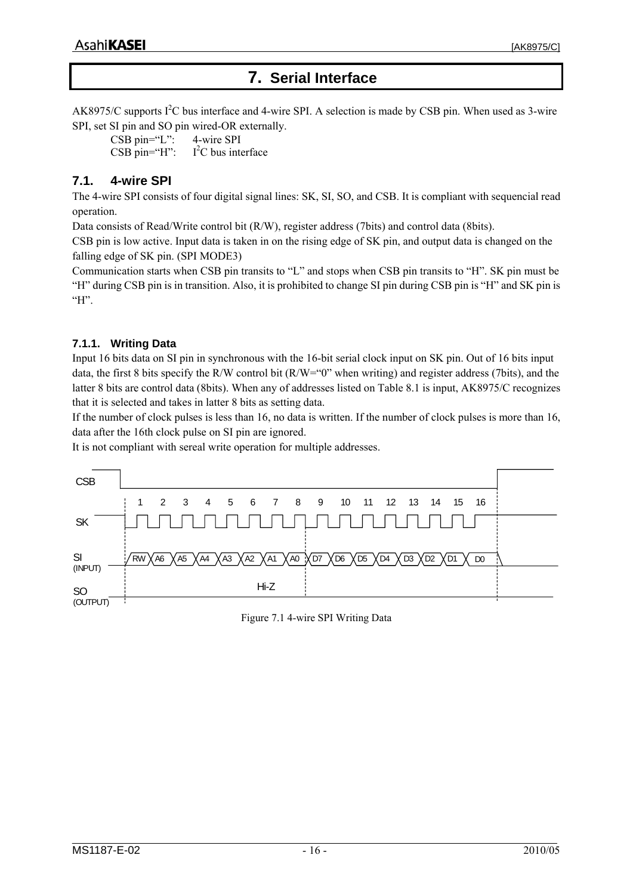# 7. Serial Interface

AK8975/C supports $I^2C$ bus interface and 4-wire SPI. A selection is made by CSB pin. When used as 3-wire SPI, set SI pin and SO pin wired-OR externally.

CSB pin="L": 4-wire SPI
CSB pin="H": $I^2C$ bus interface

## 7.1. 4-wire SPI

The 4-wire SPI consists of four digital signal lines: SK, SI, SO, and CSB. It is compliant with sequencial read operation.

Data consists of Read/Write control bit (R/W), register address (7bits) and control data (8bits).

CSB pin is low active. Input data is taken in on the rising edge of SK pin, and output data is changed on the falling edge of SK pin. (SPI MODE3)

Communication starts when CSB pin transits to "L" and stops when CSB pin transits to "H". SK pin must be "H" during CSB pin is in transition. Also, it is prohibited to change SI pin during CSB pin is "H" and SK pin is "H".

### 7.1.1. Writing Data

Input 16 bits data on SI pin in synchronous with the 16-bit serial clock input on SK pin. Out of 16 bits input data, the first 8 bits specify the R/W control bit (R/W="0" when writing) and register address (7bits), and the latter 8 bits are control data (8bits). When any of addresses listed on Table 8.1 is input, AK8975/C recognizes that it is selected and takes in latter 8 bits as setting data.

If the number of clock pulses is less than 16, no data is written. If the number of clock pulses is more than 16, data after the 16th clock pulse on SI pin are ignored.

It is not compliant with sereal write operation for multiple addresses.

Figure 7.1 4-wire SPI Writing Data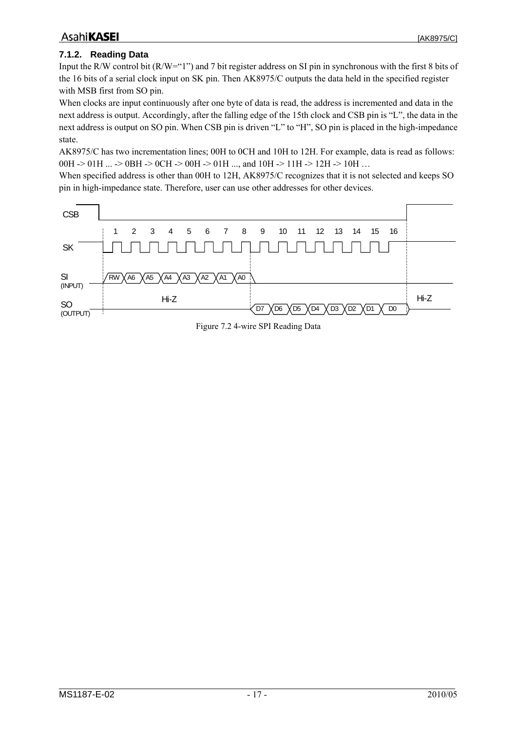### 7.1.2. Reading Data

Input the R/W control bit (R/W="1") and 7 bit register address on SI pin in synchronous with the first 8 bits of the 16 bits of a serial clock input on SK pin. Then AK8975/C outputs the data held in the specified register with MSB first from SO pin.

When clocks are input continuously after one byte of data is read, the address is incremented and data in the next address is output. Accordingly, after the falling edge of the 15th clock and CSB pin is "L", the data in the next address is output on SO pin. When CSB pin is driven "L" to "H", SO pin is placed in the high-impedance state.

AK8975/C has two incrementation lines; 00H to 0CH and 10H to 12H. For example, data is read as follows: 00H -> 01H ... -> 0BH -> 0CH -> 00H -> 01H ..., and 10H -> 11H -> 12H -> 10H …

When specified address is other than 00H to 12H, AK8975/C recognizes that it is not selected and keeps SO pin in high-impedance state. Therefore, user can use other addresses for other devices.

Figure 7.2 4-wire SPI Reading Data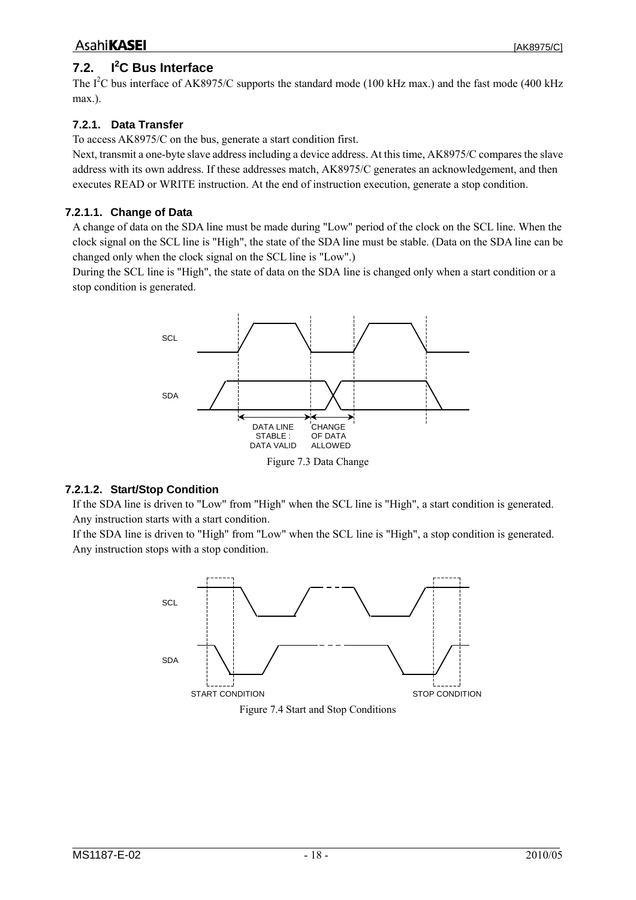## 7.2. I$^2$C Bus Interface

The I$^2$C bus interface of AK8975/C supports the standard mode (100 kHz max.) and the fast mode (400 kHz max.).

### 7.2.1. Data Transfer

To access AK8975/C on the bus, generate a start condition first.

Next, transmit a one-byte slave address including a device address. At this time, AK8975/C compares the slave address with its own address. If these addresses match, AK8975/C generates an acknowledgement, and then executes READ or WRITE instruction. At the end of instruction execution, generate a stop condition.

#### 7.2.1.1. Change of Data

A change of data on the SDA line must be made during "Low" period of the clock on the SCL line. When the clock signal on the SCL line is "High", the state of the SDA line must be stable. (Data on the SDA line can be changed only when the clock signal on the SCL line is "Low".)

During the SCL line is "High", the state of data on the SDA line is changed only when a start condition or a stop condition is generated.

Figure 7.3 Data Change

#### 7.2.1.2. Start/Stop Condition

If the SDA line is driven to "Low" from "High" when the SCL line is "High", a start condition is generated. Any instruction starts with a start condition.

If the SDA line is driven to "High" from "Low" when the SCL line is "High", a stop condition is generated. Any instruction stops with a stop condition.

Figure 7.4 Start and Stop Conditions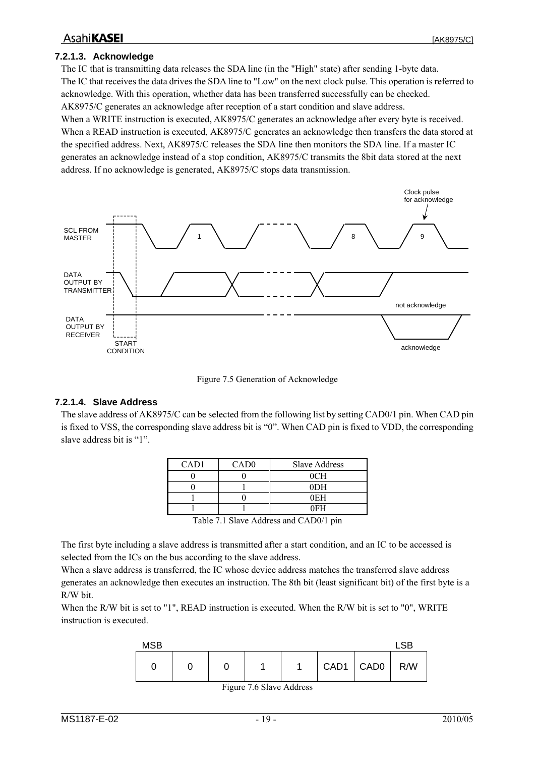### 7.2.1.3. Acknowledge

The IC that is transmitting data releases the SDA line (in the "High" state) after sending 1-byte data.
The IC that receives the data drives the SDA line to "Low" on the next clock pulse. This operation is referred to acknowledge. With this operation, whether data has been transferred successfully can be checked.
AK8975/C generates an acknowledge after reception of a start condition and slave address.
When a WRITE instruction is executed, AK8975/C generates an acknowledge after every byte is received.
When a READ instruction is executed, AK8975/C generates an acknowledge then transfers the data stored at the specified address. Next, AK8975/C releases the SDA line then monitors the SDA line. If a master IC generates an acknowledge instead of a stop condition, AK8975/C transmits the 8bit data stored at the next address. If no acknowledge is generated, AK8975/C stops data transmission.

Figure 7.5 Generation of Acknowledge

### 7.2.1.4. Slave Address

The slave address of AK8975/C can be selected from the following list by setting CAD0/1 pin. When CAD pin is fixed to VSS, the corresponding slave address bit is "0". When CAD pin is fixed to VDD, the corresponding slave address bit is "1".

| CAD1 | CAD0 | Slave Address |
|---|---|---|
| 0 | 0 | 0CH |
| 0 | 1 | 0DH |
| 1 | 0 | 0EH |
| 1 | 1 | 0FH |

Table 7.1 Slave Address and CAD0/1 pin

The first byte including a slave address is transmitted after a start condition, and an IC to be accessed is selected from the ICs on the bus according to the slave address.
When a slave address is transferred, the IC whose device address matches the transferred slave address generates an acknowledge then executes an instruction. The 8th bit (least significant bit) of the first byte is a R/W bit.
When the R/W bit is set to "1", READ instruction is executed. When the R/W bit is set to "0", WRITE instruction is executed.

| MSB | | | | | | | LSB |
|---|---|---|---|---|---|---|---|
| 0 | 0 | 0 | 1 | 1 | CAD1 | CAD0 | R/W |

Figure 7.6 Slave Address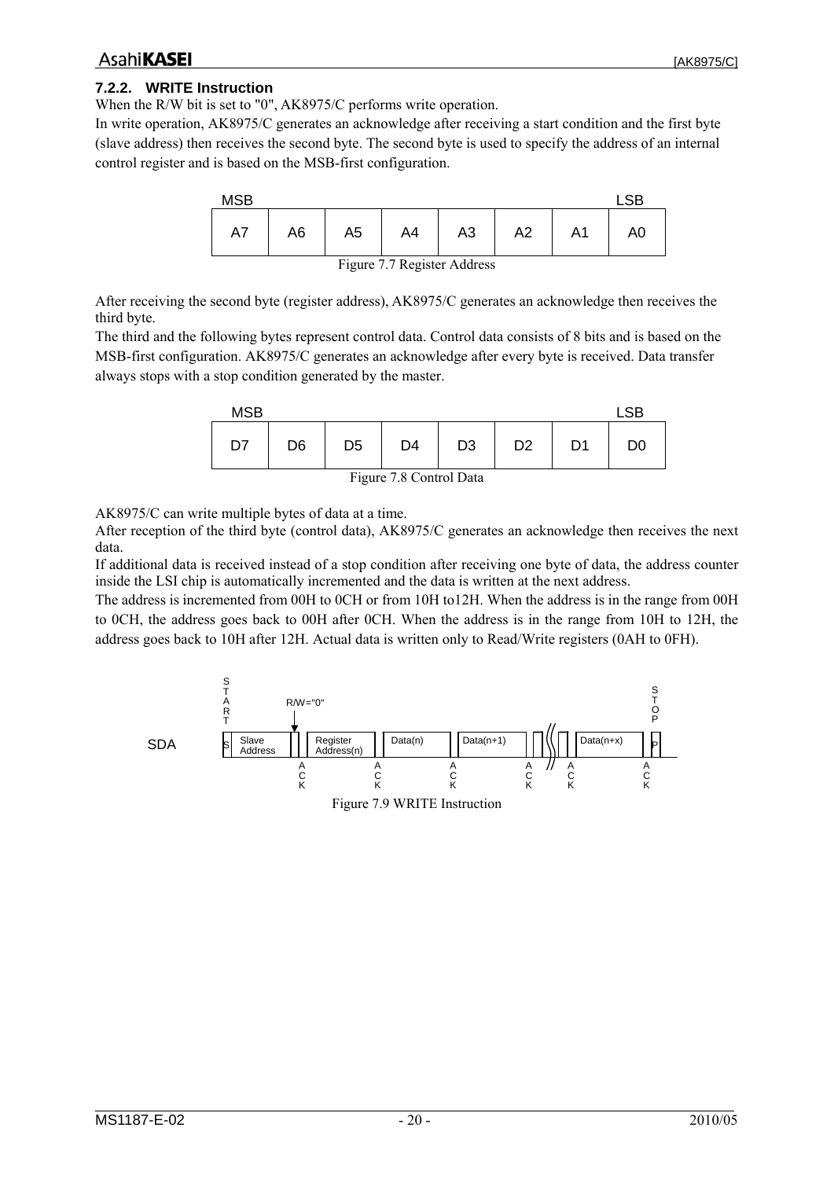### 7.2.2. WRITE Instruction

When the R/W bit is set to "0", AK8975/C performs write operation.
In write operation, AK8975/C generates an acknowledge after receiving a start condition and the first byte (slave address) then receives the second byte. The second byte is used to specify the address of an internal control register and is based on the MSB-first configuration.

| MSB | | | | | | | LSB |
|---|---|---|---|---|---|---|---|
| A7 | A6 | A5 | A4 | A3 | A2 | A1 | A0 |

Figure 7.7 Register Address

After receiving the second byte (register address), AK8975/C generates an acknowledge then receives the third byte.
The third and the following bytes represent control data. Control data consists of 8 bits and is based on the MSB-first configuration. AK8975/C generates an acknowledge after every byte is received. Data transfer always stops with a stop condition generated by the master.

| MSB | | | | | | | LSB |
|---|---|---|---|---|---|---|---|
| D7 | D6 | D5 | D4 | D3 | D2 | D1 | D0 |

Figure 7.8 Control Data

AK8975/C can write multiple bytes of data at a time.
After reception of the third byte (control data), AK8975/C generates an acknowledge then receives the next data.
If additional data is received instead of a stop condition after receiving one byte of data, the address counter inside the LSI chip is automatically incremented and the data is written at the next address.
The address is incremented from 00H to 0CH or from 10H to12H. When the address is in the range from 00H to 0CH, the address goes back to 00H after 0CH. When the address is in the range from 10H to 12H, the address goes back to 10H after 12H. Actual data is written only to Read/Write registers (0AH to 0FH).

SDA: START | S | Slave Address | R/W="0" | ACK | Register Address(n) | ACK | Data(n) | ACK | Data(n+1) | ACK | ... | ACK | Data(n+x) | ACK | P | STOP

Figure 7.9 WRITE Instruction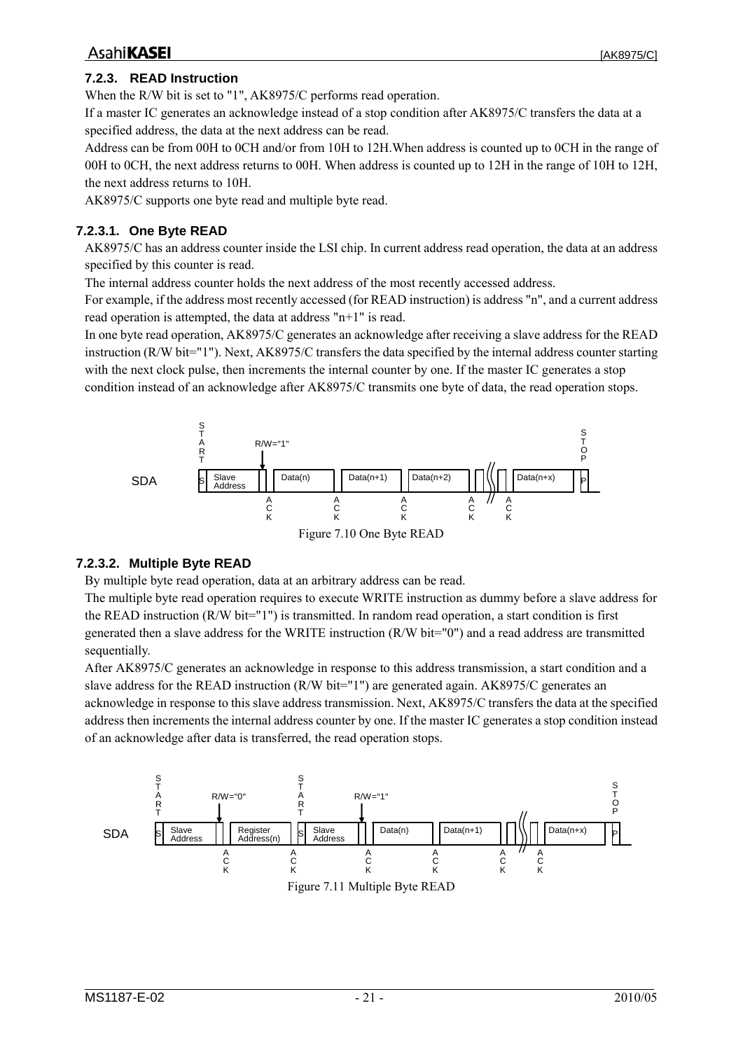### 7.2.3. READ Instruction

When the R/W bit is set to "1", AK8975/C performs read operation.

If a master IC generates an acknowledge instead of a stop condition after AK8975/C transfers the data at a specified address, the data at the next address can be read.

Address can be from 00H to 0CH and/or from 10H to 12H.When address is counted up to 0CH in the range of 00H to 0CH, the next address returns to 00H. When address is counted up to 12H in the range of 10H to 12H, the next address returns to 10H.

AK8975/C supports one byte read and multiple byte read.

#### 7.2.3.1. One Byte READ

AK8975/C has an address counter inside the LSI chip. In current address read operation, the data at an address specified by this counter is read.

The internal address counter holds the next address of the most recently accessed address.

For example, if the address most recently accessed (for READ instruction) is address "n", and a current address read operation is attempted, the data at address "n+1" is read.

In one byte read operation, AK8975/C generates an acknowledge after receiving a slave address for the READ instruction (R/W bit="1"). Next, AK8975/C transfers the data specified by the internal address counter starting with the next clock pulse, then increments the internal counter by one. If the master IC generates a stop condition instead of an acknowledge after AK8975/C transmits one byte of data, the read operation stops.

Figure 7.10 One Byte READ

#### 7.2.3.2. Multiple Byte READ

By multiple byte read operation, data at an arbitrary address can be read.

The multiple byte read operation requires to execute WRITE instruction as dummy before a slave address for the READ instruction (R/W bit="1") is transmitted. In random read operation, a start condition is first generated then a slave address for the WRITE instruction (R/W bit="0") and a read address are transmitted sequentially.

After AK8975/C generates an acknowledge in response to this address transmission, a start condition and a slave address for the READ instruction (R/W bit="1") are generated again. AK8975/C generates an acknowledge in response to this slave address transmission. Next, AK8975/C transfers the data at the specified address then increments the internal address counter by one. If the master IC generates a stop condition instead of an acknowledge after data is transferred, the read operation stops.

Figure 7.11 Multiple Byte READ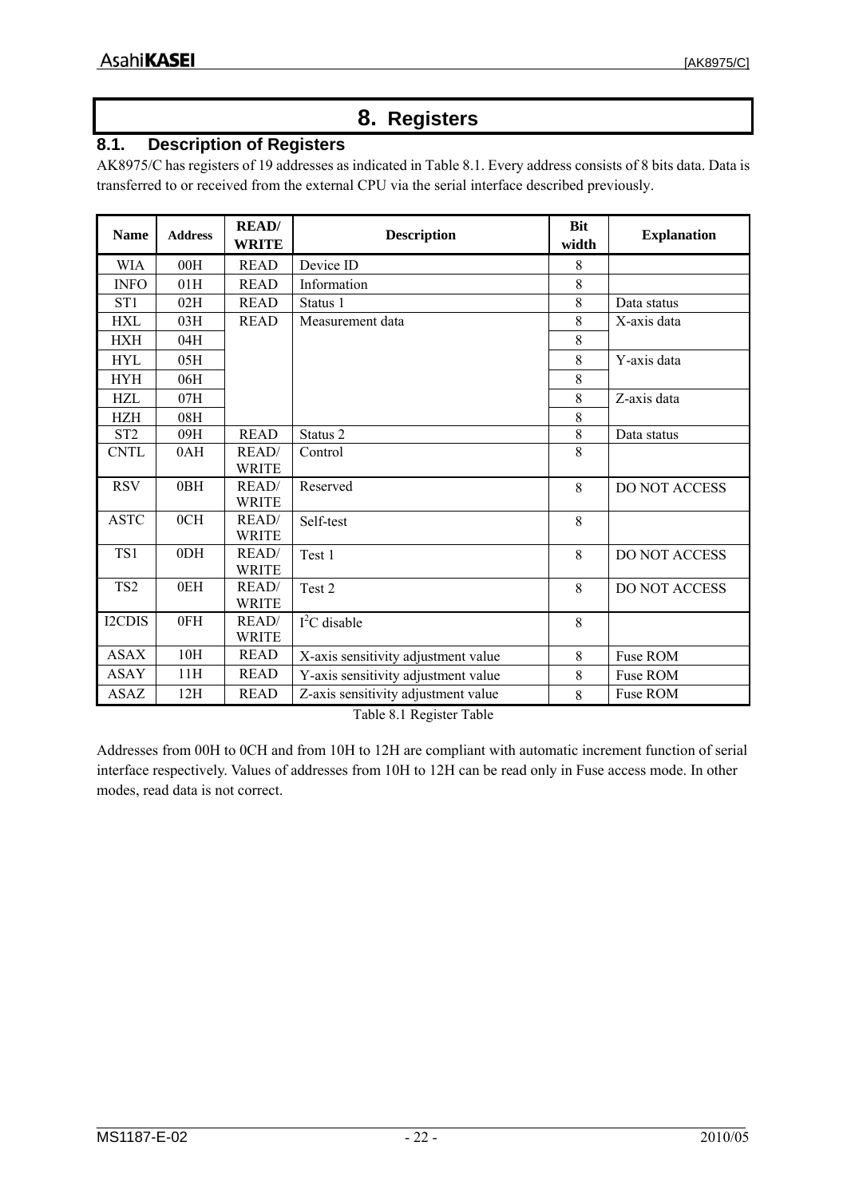# 8. Registers

## 8.1. Description of Registers

AK8975/C has registers of 19 addresses as indicated in Table 8.1. Every address consists of 8 bits data. Data is transferred to or received from the external CPU via the serial interface described previously.

| Name | Address | READ/ WRITE | Description | Bit width | Explanation |
|---|---|---|---|---|---|
| WIA | 00H | READ | Device ID | 8 | |
| INFO | 01H | READ | Information | 8 | |
| ST1 | 02H | READ | Status 1 | 8 | Data status |
| HXL | 03H | READ | Measurement data | 8 | X-axis data |
| HXH | 04H | | | 8 | |
| HYL | 05H | | | 8 | Y-axis data |
| HYH | 06H | | | 8 | |
| HZL | 07H | | | 8 | Z-axis data |
| HZH | 08H | | | 8 | |
| ST2 | 09H | READ | Status 2 | 8 | Data status |
| CNTL | 0AH | READ/ WRITE | Control | 8 | |
| RSV | 0BH | READ/ WRITE | Reserved | 8 | DO NOT ACCESS |
| ASTC | 0CH | READ/ WRITE | Self-test | 8 | |
| TS1 | 0DH | READ/ WRITE | Test 1 | 8 | DO NOT ACCESS |
| TS2 | 0EH | READ/ WRITE | Test 2 | 8 | DO NOT ACCESS |
| I2CDIS | 0FH | READ/ WRITE | $I^2C$ disable | 8 | |
| ASAX | 10H | READ | X-axis sensitivity adjustment value | 8 | Fuse ROM |
| ASAY | 11H | READ | Y-axis sensitivity adjustment value | 8 | Fuse ROM |
| ASAZ | 12H | READ | Z-axis sensitivity adjustment value | 8 | Fuse ROM |

Table 8.1 Register Table

Addresses from 00H to 0CH and from 10H to 12H are compliant with automatic increment function of serial interface respectively. Values of addresses from 10H to 12H can be read only in Fuse access mode. In other modes, read data is not correct.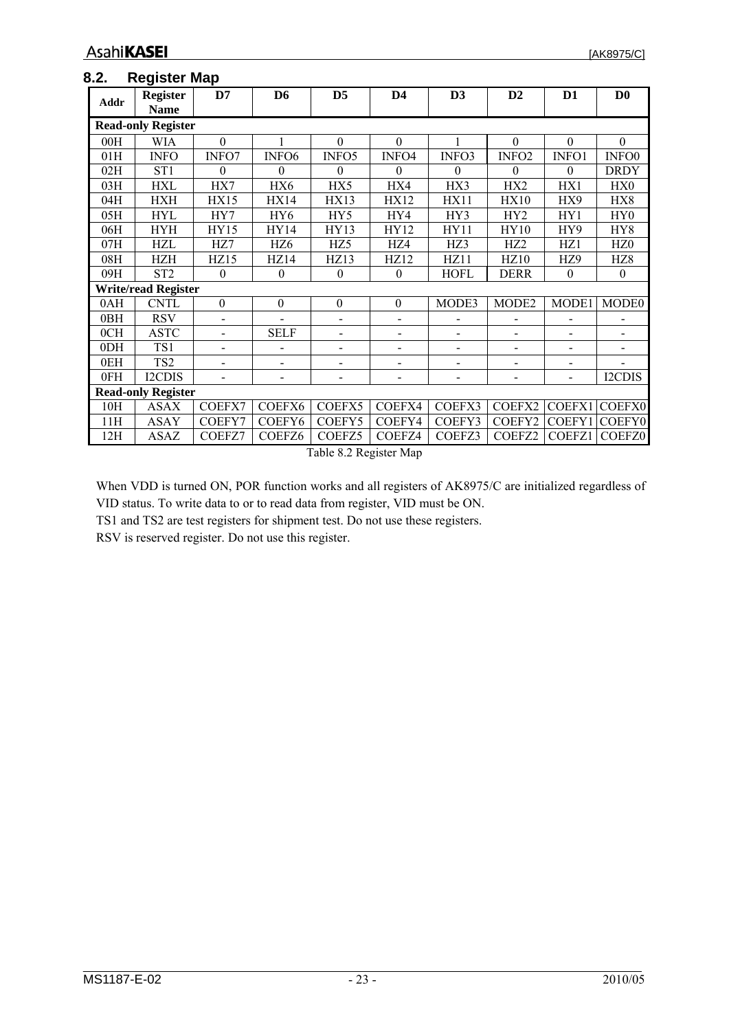## 8.2. Register Map

| Addr | Register Name | D7 | D6 | D5 | D4 | D3 | D2 | D1 | D0 |
|---|---|---|---|---|---|---|---|---|---|
| **Read-only Register** | | | | | | | | | |
| 00H | WIA | 0 | 1 | 0 | 0 | 1 | 0 | 0 | 0 |
| 01H | INFO | INFO7 | INFO6 | INFO5 | INFO4 | INFO3 | INFO2 | INFO1 | INFO0 |
| 02H | ST1 | 0 | 0 | 0 | 0 | 0 | 0 | 0 | DRDY |
| 03H | HXL | HX7 | HX6 | HX5 | HX4 | HX3 | HX2 | HX1 | HX0 |
| 04H | HXH | HX15 | HX14 | HX13 | HX12 | HX11 | HX10 | HX9 | HX8 |
| 05H | HYL | HY7 | HY6 | HY5 | HY4 | HY3 | HY2 | HY1 | HY0 |
| 06H | HYH | HY15 | HY14 | HY13 | HY12 | HY11 | HY10 | HY9 | HY8 |
| 07H | HZL | HZ7 | HZ6 | HZ5 | HZ4 | HZ3 | HZ2 | HZ1 | HZ0 |
| 08H | HZH | HZ15 | HZ14 | HZ13 | HZ12 | HZ11 | HZ10 | HZ9 | HZ8 |
| 09H | ST2 | 0 | 0 | 0 | 0 | HOFL | DERR | 0 | 0 |
| **Write/read Register** | | | | | | | | | |
| 0AH | CNTL | 0 | 0 | 0 | 0 | MODE3 | MODE2 | MODE1 | MODE0 |
| 0BH | RSV | - | - | - | - | - | - | - | - |
| 0CH | ASTC | - | SELF | - | - | - | - | - | - |
| 0DH | TS1 | - | - | - | - | - | - | - | - |
| 0EH | TS2 | - | - | - | - | - | - | - | - |
| 0FH | I2CDIS | - | - | - | - | - | - | - | I2CDIS |
| **Read-only Register** | | | | | | | | | |
| 10H | ASAX | COEFX7 | COEFX6 | COEFX5 | COEFX4 | COEFX3 | COEFX2 | COEFX1 | COEFX0 |
| 11H | ASAY | COEFY7 | COEFY6 | COEFY5 | COEFY4 | COEFY3 | COEFY2 | COEFY1 | COEFY0 |
| 12H | ASAZ | COEFZ7 | COEFZ6 | COEFZ5 | COEFZ4 | COEFZ3 | COEFZ2 | COEFZ1 | COEFZ0 |

Table 8.2 Register Map

When VDD is turned ON, POR function works and all registers of AK8975/C are initialized regardless of VID status. To write data to or to read data from register, VID must be ON.
TS1 and TS2 are test registers for shipment test. Do not use these registers.
RSV is reserved register. Do not use this register.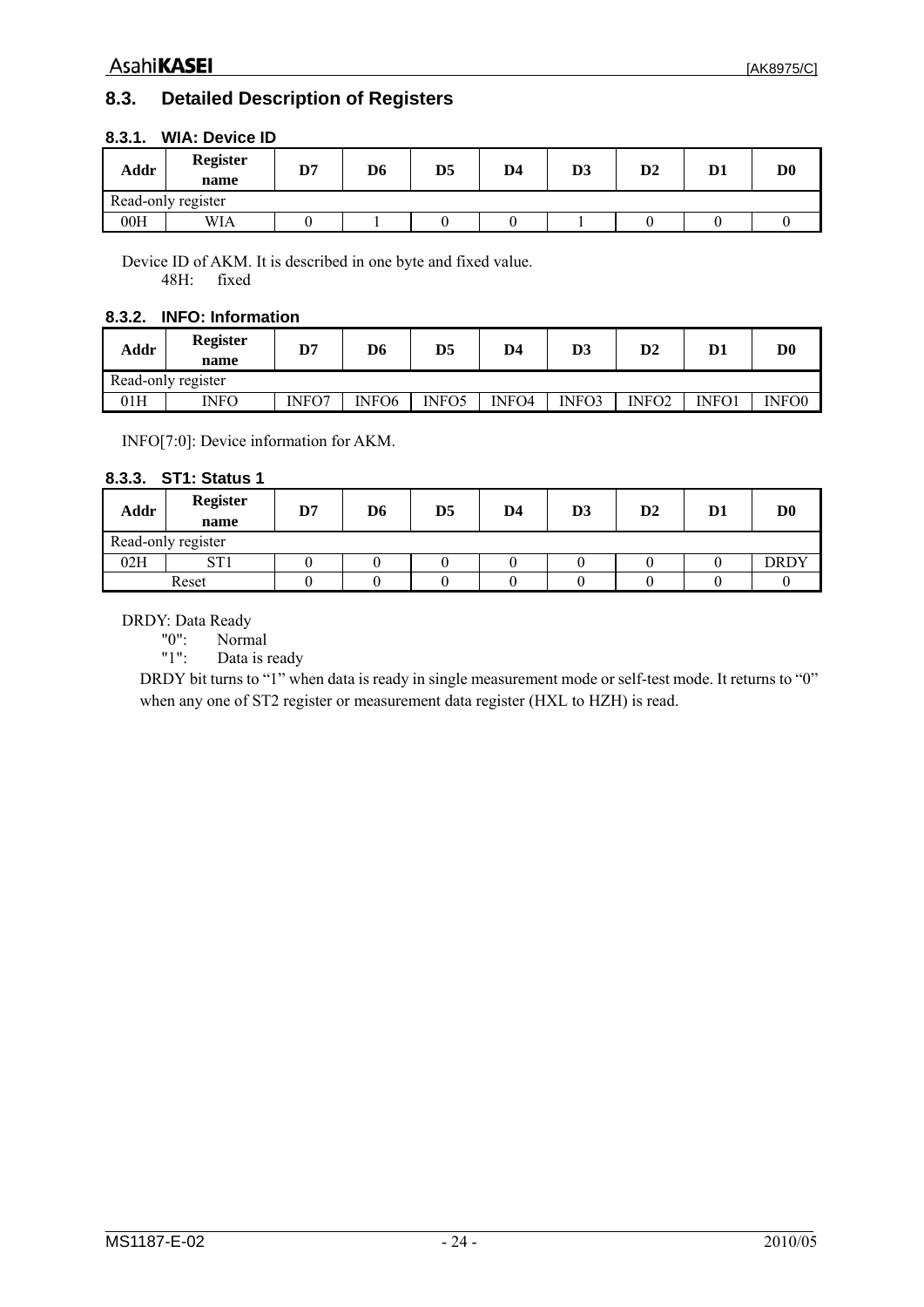## 8.3. Detailed Description of Registers

### 8.3.1. WIA: Device ID

| Addr | Register name | D7 | D6 | D5 | D4 | D3 | D2 | D1 | D0 |
|---|---|---|---|---|---|---|---|---|---|
| Read-only register | | | | | | | | | |
| 00H | WIA | 0 | 1 | 0 | 0 | 1 | 0 | 0 | 0 |

Device ID of AKM. It is described in one byte and fixed value.
48H: fixed

### 8.3.2. INFO: Information

| Addr | Register name | D7 | D6 | D5 | D4 | D3 | D2 | D1 | D0 |
|---|---|---|---|---|---|---|---|---|---|
| Read-only register | | | | | | | | | |
| 01H | INFO | INFO7 | INFO6 | INFO5 | INFO4 | INFO3 | INFO2 | INFO1 | INFO0 |

INFO[7:0]: Device information for AKM.

### 8.3.3. ST1: Status 1

| Addr | Register name | D7 | D6 | D5 | D4 | D3 | D2 | D1 | D0 |
|---|---|---|---|---|---|---|---|---|---|
| Read-only register | | | | | | | | | |
| 02H | ST1 | 0 | 0 | 0 | 0 | 0 | 0 | 0 | DRDY |
| Reset | | 0 | 0 | 0 | 0 | 0 | 0 | 0 | 0 |

DRDY: Data Ready
"0": Normal
"1": Data is ready

DRDY bit turns to "1" when data is ready in single measurement mode or self-test mode. It returns to "0" when any one of ST2 register or measurement data register (HXL to HZH) is read.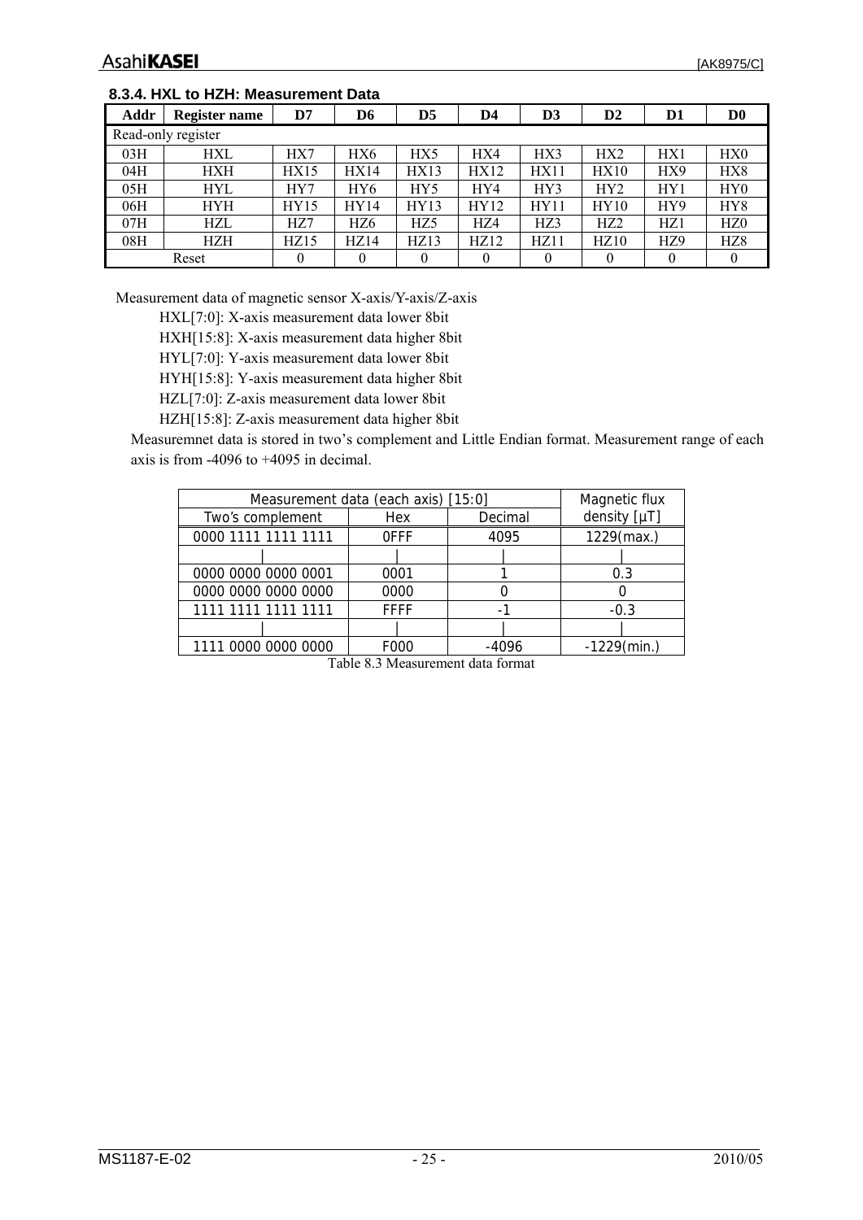### 8.3.4. HXL to HZH: Measurement Data

| Addr | Register name | D7 | D6 | D5 | D4 | D3 | D2 | D1 | D0 |
|---|---|---|---|---|---|---|---|---|---|
| Read-only register | | | | | | | | | |
| 03H | HXL | HX7 | HX6 | HX5 | HX4 | HX3 | HX2 | HX1 | HX0 |
| 04H | HXH | HX15 | HX14 | HX13 | HX12 | HX11 | HX10 | HX9 | HX8 |
| 05H | HYL | HY7 | HY6 | HY5 | HY4 | HY3 | HY2 | HY1 | HY0 |
| 06H | HYH | HY15 | HY14 | HY13 | HY12 | HY11 | HY10 | HY9 | HY8 |
| 07H | HZL | HZ7 | HZ6 | HZ5 | HZ4 | HZ3 | HZ2 | HZ1 | HZ0 |
| 08H | HZH | HZ15 | HZ14 | HZ13 | HZ12 | HZ11 | HZ10 | HZ9 | HZ8 |
| Reset | | 0 | 0 | 0 | 0 | 0 | 0 | 0 | 0 |

Measurement data of magnetic sensor X-axis/Y-axis/Z-axis

HXL[7:0]: X-axis measurement data lower 8bit

HXH[15:8]: X-axis measurement data higher 8bit

HYL[7:0]: Y-axis measurement data lower 8bit

HYH[15:8]: Y-axis measurement data higher 8bit

HZL[7:0]: Z-axis measurement data lower 8bit

HZH[15:8]: Z-axis measurement data higher 8bit

Measuremnet data is stored in two's complement and Little Endian format. Measurement range of each axis is from -4096 to +4095 in decimal.

| Measurement data (each axis) [15:0] | | | Magnetic flux density [μT] |
|---|---|---|---|
| Two's complement | Hex | Decimal | |
| 0000 1111 1111 1111 | 0FFF | 4095 | 1229(max.) |
| \| | \| | \| | \| |
| 0000 0000 0000 0001 | 0001 | 1 | 0.3 |
| 0000 0000 0000 0000 | 0000 | 0 | 0 |
| 1111 1111 1111 1111 | FFFF | -1 | -0.3 |
| \| | \| | \| | \| |
| 1111 0000 0000 0000 | F000 | -4096 | -1229(min.) |

Table 8.3 Measurement data format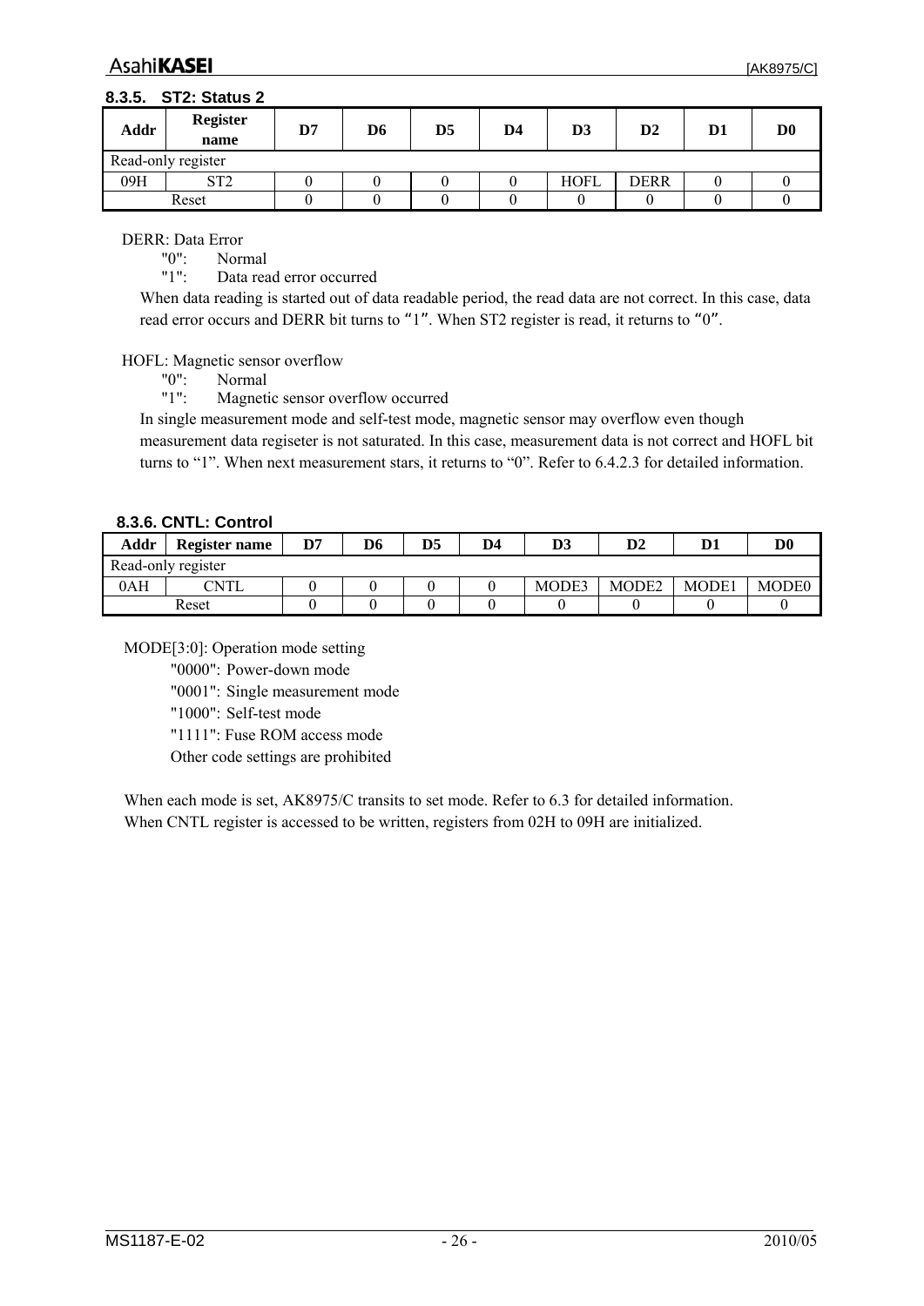### 8.3.5. ST2: Status 2

| Addr | Register name | D7 | D6 | D5 | D4 | D3 | D2 | D1 | D0 |
|---|---|---|---|---|---|---|---|---|---|
| Read-only register | | | | | | | | | |
| 09H | ST2 | 0 | 0 | 0 | 0 | HOFL | DERR | 0 | 0 |
| Reset | | 0 | 0 | 0 | 0 | 0 | 0 | 0 | 0 |

DERR: Data Error

- "0": Normal
- "1": Data read error occurred

When data reading is started out of data readable period, the read data are not correct. In this case, data read error occurs and DERR bit turns to "1". When ST2 register is read, it returns to "0".

HOFL: Magnetic sensor overflow

- "0": Normal
- "1": Magnetic sensor overflow occurred

In single measurement mode and self-test mode, magnetic sensor may overflow even though measurement data regiseter is not saturated. In this case, measurement data is not correct and HOFL bit turns to "1". When next measurement stars, it returns to "0". Refer to 6.4.2.3 for detailed information.

### 8.3.6. CNTL: Control

| Addr | Register name | D7 | D6 | D5 | D4 | D3 | D2 | D1 | D0 |
|---|---|---|---|---|---|---|---|---|---|
| Read-only register | | | | | | | | | |
| 0AH | CNTL | 0 | 0 | 0 | 0 | MODE3 | MODE2 | MODE1 | MODE0 |
| Reset | | 0 | 0 | 0 | 0 | 0 | 0 | 0 | 0 |

MODE[3:0]: Operation mode setting

- "0000": Power-down mode
- "0001": Single measurement mode
- "1000": Self-test mode
- "1111": Fuse ROM access mode
- Other code settings are prohibited

When each mode is set, AK8975/C transits to set mode. Refer to 6.3 for detailed information.
When CNTL register is accessed to be written, registers from 02H to 09H are initialized.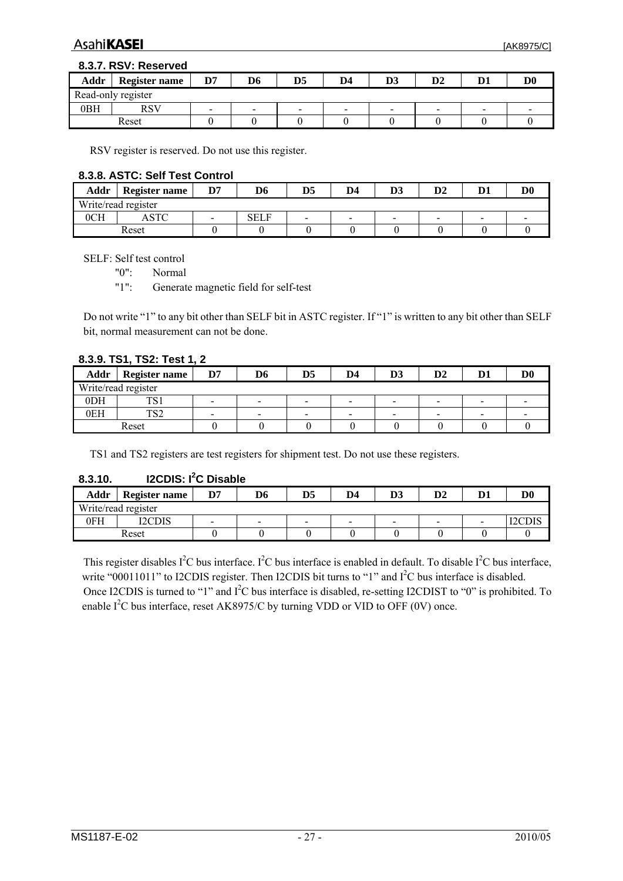### 8.3.7. RSV: Reserved

| Addr | Register name | D7 | D6 | D5 | D4 | D3 | D2 | D1 | D0 |
|---|---|---|---|---|---|---|---|---|---|
| Read-only register | | | | | | | | | |
| 0BH | RSV | - | - | - | - | - | - | - | - |
| Reset | | 0 | 0 | 0 | 0 | 0 | 0 | 0 | 0 |

RSV register is reserved. Do not use this register.

### 8.3.8. ASTC: Self Test Control

| Addr | Register name | D7 | D6 | D5 | D4 | D3 | D2 | D1 | D0 |
|---|---|---|---|---|---|---|---|---|---|
| Write/read register | | | | | | | | | |
| 0CH | ASTC | - | SELF | - | - | - | - | - | - |
| Reset | | 0 | 0 | 0 | 0 | 0 | 0 | 0 | 0 |

SELF: Self test control
- "0": Normal
- "1": Generate magnetic field for self-test

Do not write "1" to any bit other than SELF bit in ASTC register. If "1" is written to any bit other than SELF bit, normal measurement can not be done.

### 8.3.9. TS1, TS2: Test 1, 2

| Addr | Register name | D7 | D6 | D5 | D4 | D3 | D2 | D1 | D0 |
|---|---|---|---|---|---|---|---|---|---|
| Write/read register | | | | | | | | | |
| 0DH | TS1 | - | - | - | - | - | - | - | - |
| 0EH | TS2 | - | - | - | - | - | - | - | - |
| Reset | | 0 | 0 | 0 | 0 | 0 | 0 | 0 | 0 |

TS1 and TS2 registers are test registers for shipment test. Do not use these registers.

### 8.3.10. I2CDIS: I$^2$C Disable

| Addr | Register name | D7 | D6 | D5 | D4 | D3 | D2 | D1 | D0 |
|---|---|---|---|---|---|---|---|---|---|
| Write/read register | | | | | | | | | |
| 0FH | I2CDIS | - | - | - | - | - | - | - | I2CDIS |
| Reset | | 0 | 0 | 0 | 0 | 0 | 0 | 0 | 0 |

This register disables I$^2$C bus interface. I$^2$C bus interface is enabled in default. To disable I$^2$C bus interface, write "00011011" to I2CDIS register. Then I2CDIS bit turns to "1" and I$^2$C bus interface is disabled. Once I2CDIS is turned to "1" and I$^2$C bus interface is disabled, re-setting I2CDIST to "0" is prohibited. To enable I$^2$C bus interface, reset AK8975/C by turning VDD or VID to OFF (0V) once.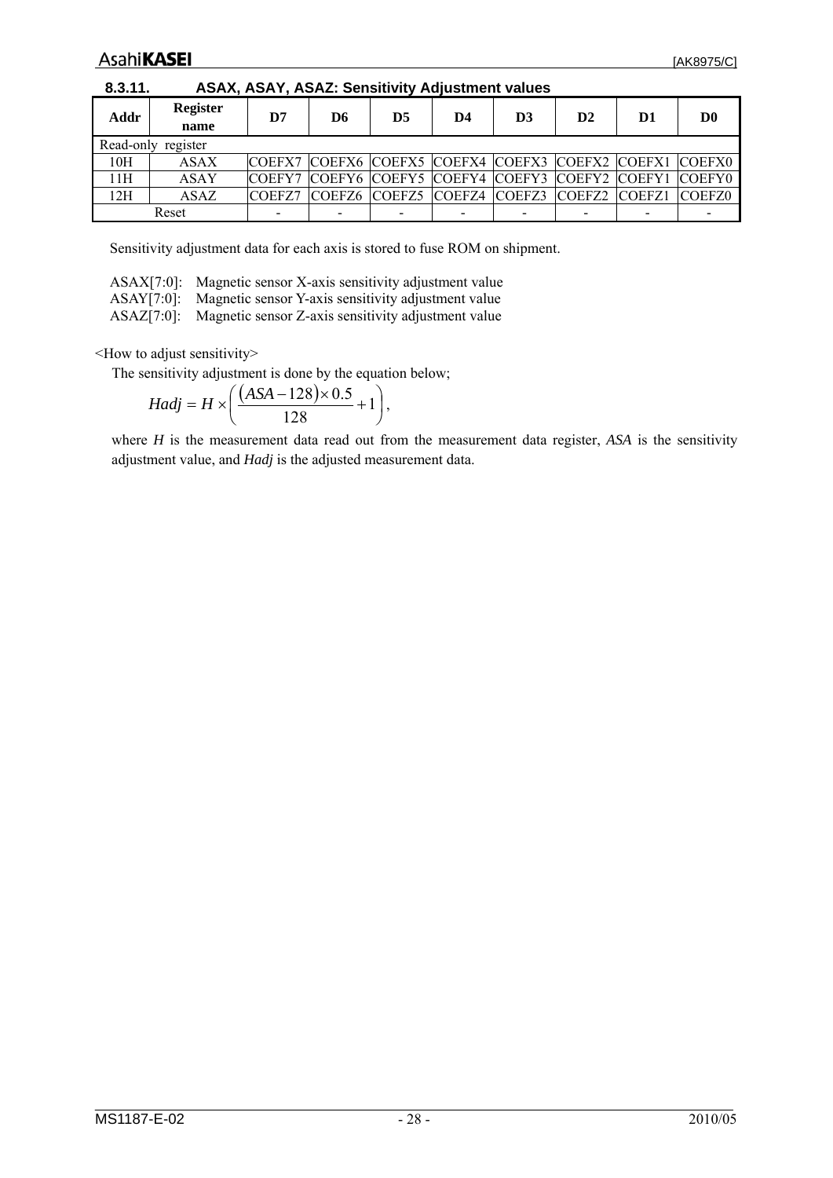### 8.3.11. ASAX, ASAY, ASAZ: Sensitivity Adjustment values

| Addr | Register name | D7 | D6 | D5 | D4 | D3 | D2 | D1 | D0 |
|---|---|---|---|---|---|---|---|---|---|
| Read-only register | | | | | | | | | |
| 10H | ASAX | COEFX7 | COEFX6 | COEFX5 | COEFX4 | COEFX3 | COEFX2 | COEFX1 | COEFX0 |
| 11H | ASAY | COEFY7 | COEFY6 | COEFY5 | COEFY4 | COEFY3 | COEFY2 | COEFY1 | COEFY0 |
| 12H | ASAZ | COEFZ7 | COEFZ6 | COEFZ5 | COEFZ4 | COEFZ3 | COEFZ2 | COEFZ1 | COEFZ0 |
| Reset | | - | - | - | - | - | - | - | - |

Sensitivity adjustment data for each axis is stored to fuse ROM on shipment.

ASAX[7:0]: Magnetic sensor X-axis sensitivity adjustment value
ASAY[7:0]: Magnetic sensor Y-axis sensitivity adjustment value
ASAZ[7:0]: Magnetic sensor Z-axis sensitivity adjustment value

<How to adjust sensitivity>

The sensitivity adjustment is done by the equation below;

$$Hadj = H \times \left( \frac{(ASA - 128) \times 0.5}{128} + 1 \right),$$

where *H* is the measurement data read out from the measurement data register, *ASA* is the sensitivity adjustment value, and *Hadj* is the adjusted measurement data.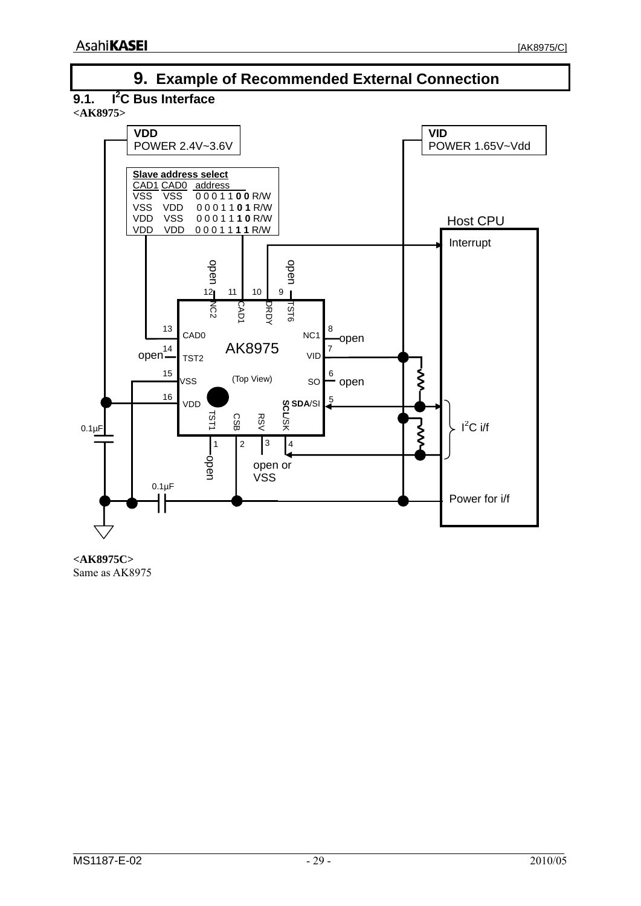# 9. Example of Recommended External Connection

## 9.1. I²C Bus Interface

**<AK8975>**

VDD
POWER 2.4V~3.6V

VID
POWER 1.65V~Vdd

| Slave address select | | |
|---|---|---|
| CAD1 | CAD0 | address |
| VSS | VSS | 0 0 0 1 1 **0 0** R/W |
| VSS | VDD | 0 0 0 1 1 **0 1** R/W |
| VDD | VSS | 0 0 0 1 1 **1 0** R/W |
| VDD | VDD | 0 0 0 1 1 **1 1** R/W |

Host CPU
Interrupt

AK8975 (Top View)

Pins: 1 TST1 (open), 2 CSB (open or VSS), 3 RSV, 4 SCL/SK, 5 SDA/SI, 6 SO (open), 7 VID, 8 NC1 (open), 9 TST6 (open), 10 DRDY, 11 CAD1, 12 NC2 (open), 13 CAD0, 14 TST2 (open), 15 VSS, 16 VDD

0.1μF

0.1μF

I²C i/f

Power for i/f

**<AK8975C>**
Same as AK8975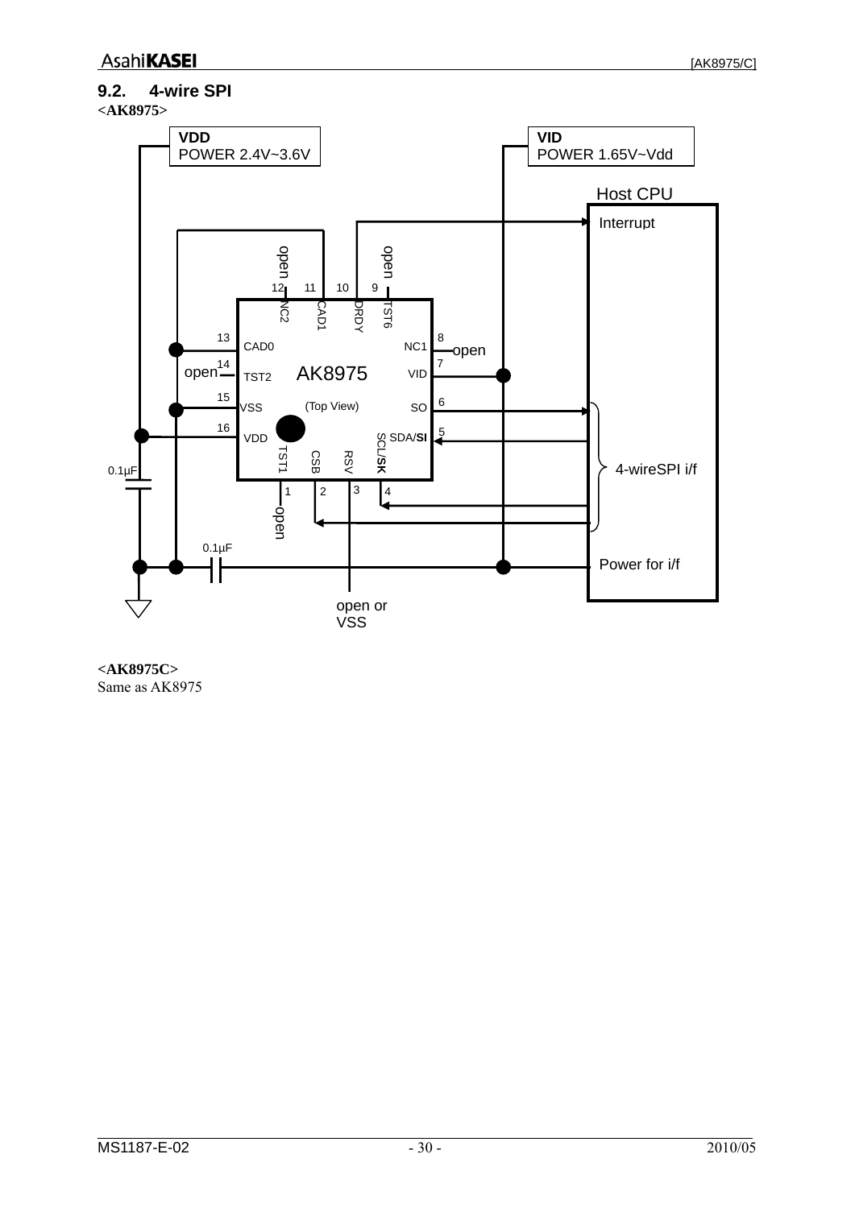## 9.2. 4-wire SPI

**<AK8975>**

VDD
POWER 2.4V~3.6V

VID
POWER 1.65V~Vdd

Host CPU

Interrupt

open 12 NC2

11 CAD1

10 DRDY

open 9 TST6

13 CAD0

8 NC1 open

open 14 TST2

AK8975

7 VID

15 VSS

(Top View)

6 SO

16 VDD

5 SDA/**SI**

4-wireSPI i/f

0.1μF

1 TST1 open

2 CSB

3 RSV

4 SCL/**SK**

0.1μF

Power for i/f

open or VSS

**<AK8975C>**

Same as AK8975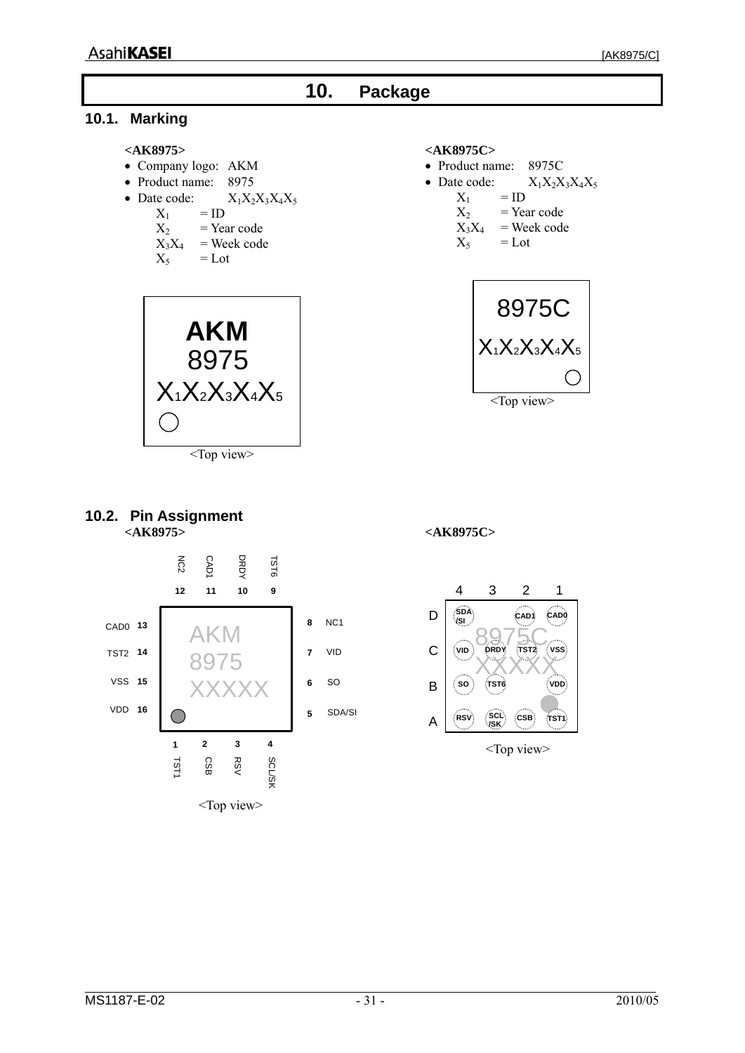# 10. Package

## 10.1. Marking

**<AK8975>**

- Company logo: AKM
- Product name: 8975
- Date code: $X_1X_2X_3X_4X_5$
  - $X_1$ = ID
  - $X_2$ = Year code
  - $X_3X_4$ = Week code
  - $X_5$ = Lot

**AKM**
8975
$X_1X_2X_3X_4X_5$

<Top view>

**<AK8975C>**

- Product name: 8975C
- Date code: $X_1X_2X_3X_4X_5$
  - $X_1$ = ID
  - $X_2$ = Year code
  - $X_3X_4$ = Week code
  - $X_5$ = Lot

8975C
$X_1X_2X_3X_4X_5$

<Top view>

## 10.2. Pin Assignment

**<AK8975>**

| Pin | Name |
|---|---|
| 1 | TST1 |
| 2 | CSB |
| 3 | RSV |
| 4 | SCL/SK |
| 5 | SDA/SI |
| 6 | SO |
| 7 | VID |
| 8 | NC1 |
| 9 | TST6 |
| 10 | DRDY |
| 11 | CAD1 |
| 12 | NC2 |
| 13 | CAD0 |
| 14 | TST2 |
| 15 | VSS |
| 16 | VDD |

AKM
8975
XXXXX

<Top view>

**<AK8975C>**

| | 4 | 3 | 2 | 1 |
|---|---|---|---|---|
| D | SDA/SI | | CAD1 | CAD0 |
| C | VID | DRDY | TST2 | VSS |
| B | SO | TST6 | | VDD |
| A | RSV | SCL/SK | CSB | TST1 |

8975C
XXXXX

<Top view>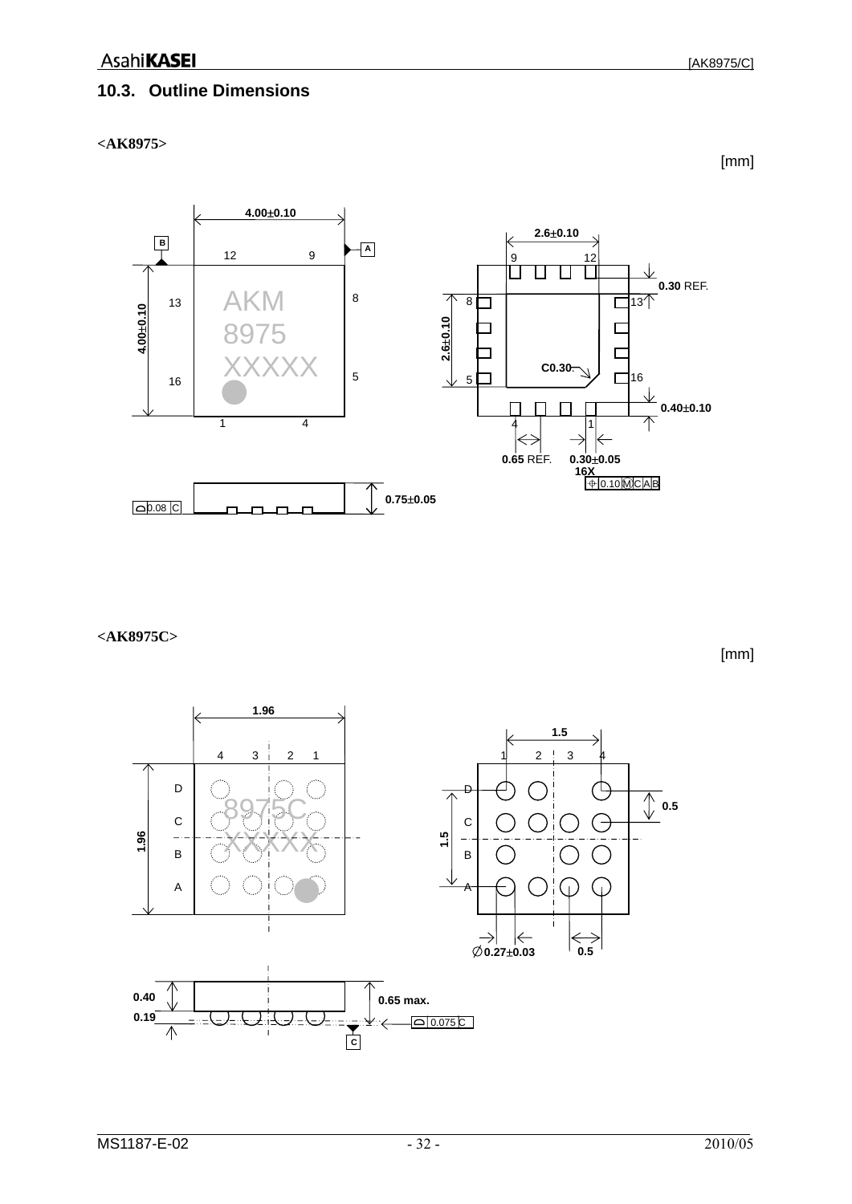## 10.3. Outline Dimensions

**<AK8975>**

[mm]

4.00±0.10

4.00±0.10

AKM
8975
XXXXX

12 9 8 5 4 1 16 13

A B

2.6±0.10

2.6±0.10

0.30 REF.

C0.30

0.40±0.10

0.65 REF. 0.30±0.05
16X

0.10 M C A B

0.08 C

0.75±0.05

**<AK8975C>**

[mm]

1.96

1.96

8975C
XXXXX

4 3 2 1

D C B A

1.5

1.5

0.5

∅0.27±0.03

0.5

0.40

0.19

0.65 max.

0.075 C

C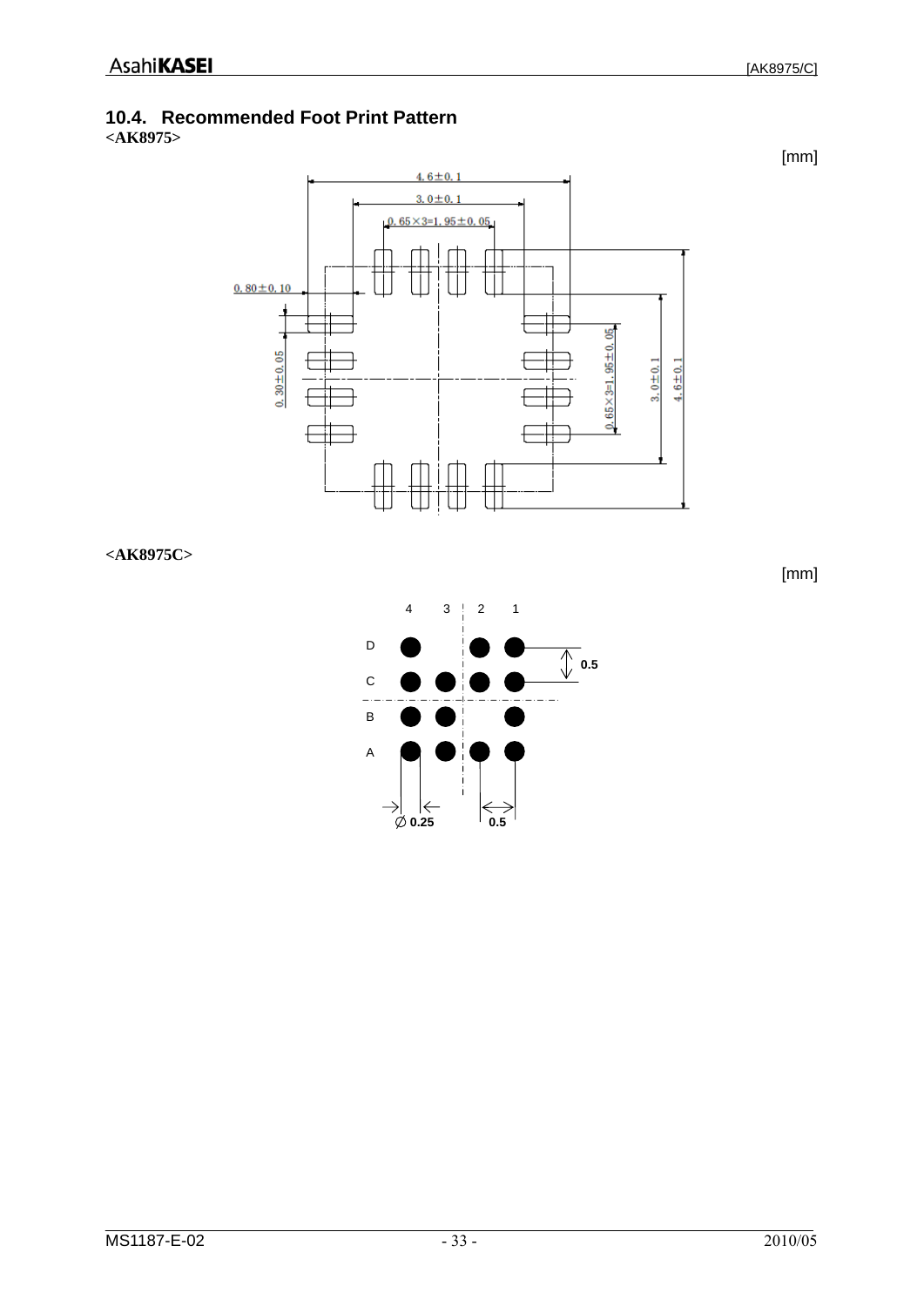## 10.4. Recommended Foot Print Pattern

**<AK8975>**

[mm]

4.6±0.1

3.0±0.1

0.65×3=1.95±0.05

0.80±0.10

0.30±0.05

0.65×3=1.95±0.05

3.0±0.1

4.6±0.1

**<AK8975C>**

[mm]

4 3 2 1

D

C

B

A

0.5

∅ 0.25

0.5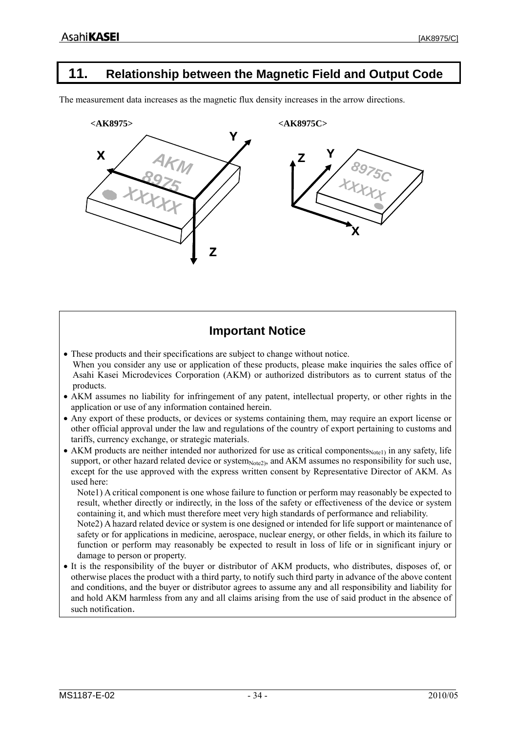# 11. Relationship between the Magnetic Field and Output Code

The measurement data increases as the magnetic flux density increases in the arrow directions.

**<AK8975>**

X
Y
Z
AKM
8975
XXXXX

**<AK8975C>**

Z
Y
X
8975C
XXXXX

## Important Notice

- These products and their specifications are subject to change without notice.
  When you consider any use or application of these products, please make inquiries the sales office of Asahi Kasei Microdevices Corporation (AKM) or authorized distributors as to current status of the products.
- AKM assumes no liability for infringement of any patent, intellectual property, or other rights in the application or use of any information contained herein.
- Any export of these products, or devices or systems containing them, may require an export license or other official approval under the law and regulations of the country of export pertaining to customs and tariffs, currency exchange, or strategic materials.
- AKM products are neither intended nor authorized for use as critical components$_{\text{Note1)}}$ in any safety, life support, or other hazard related device or system$_{\text{Note2)}}$, and AKM assumes no responsibility for such use, except for the use approved with the express written consent by Representative Director of AKM. As used here:

  Note1) A critical component is one whose failure to function or perform may reasonably be expected to result, whether directly or indirectly, in the loss of the safety or effectiveness of the device or system containing it, and which must therefore meet very high standards of performance and reliability.

  Note2) A hazard related device or system is one designed or intended for life support or maintenance of safety or for applications in medicine, aerospace, nuclear energy, or other fields, in which its failure to function or perform may reasonably be expected to result in loss of life or in significant injury or damage to person or property.
- It is the responsibility of the buyer or distributor of AKM products, who distributes, disposes of, or otherwise places the product with a third party, to notify such third party in advance of the above content and conditions, and the buyer or distributor agrees to assume any and all responsibility and liability for and hold AKM harmless from any and all claims arising from the use of said product in the absence of such notification.